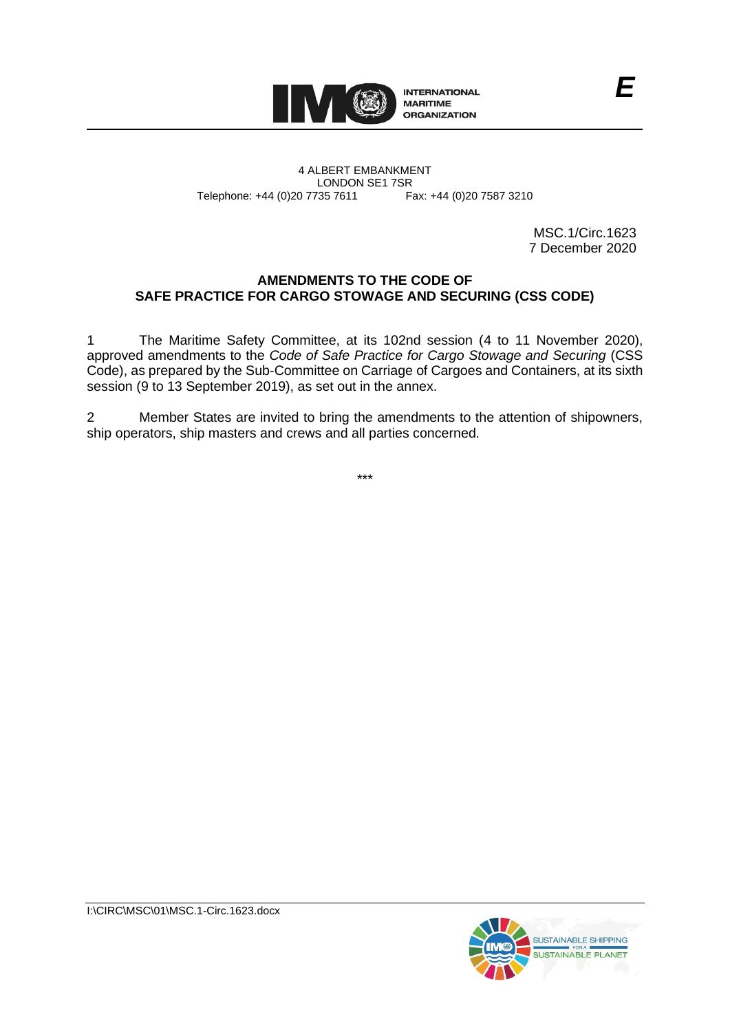INTERNATIONAL MARITIME ORGANIZATION

E

4 ALBERT EMBANKMENT
LONDON SE1 7SR
Telephone: +44 (0)20 7735 7611 Fax: +44 (0)20 7587 3210

MSC.1/Circ.1623
7 December 2020

## AMENDMENTS TO THE CODE OF SAFE PRACTICE FOR CARGO STOWAGE AND SECURING (CSS CODE)

1 The Maritime Safety Committee, at its 102nd session (4 to 11 November 2020), approved amendments to the *Code of Safe Practice for Cargo Stowage and Securing* (CSS Code), as prepared by the Sub-Committee on Carriage of Cargoes and Containers, at its sixth session (9 to 13 September 2019), as set out in the annex.

2 Member States are invited to bring the amendments to the attention of shipowners, ship operators, ship masters and crews and all parties concerned.

\*\*\*

I:\CIRC\MSC\01\MSC.1-Circ.1623.docx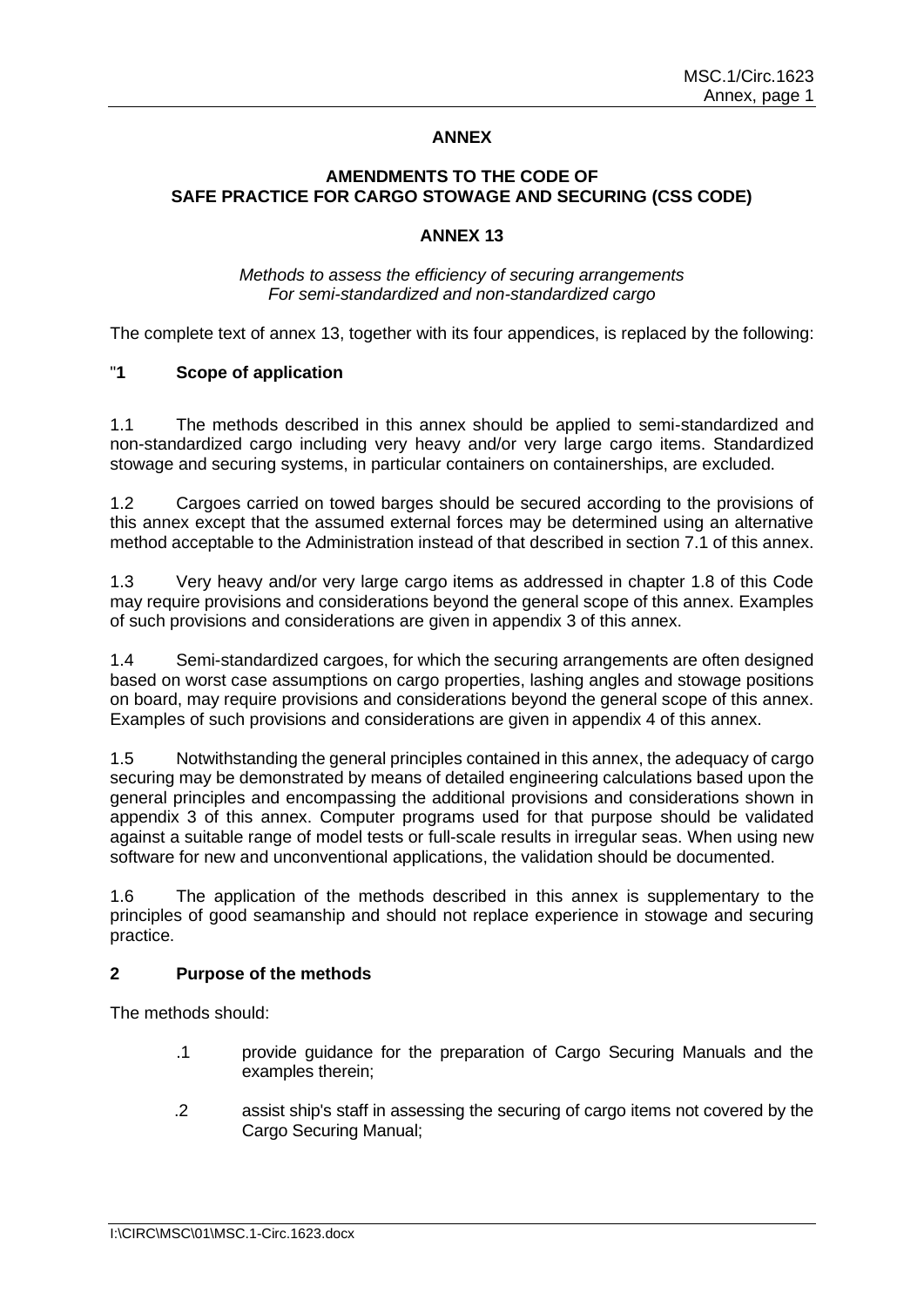# ANNEX

## AMENDMENTS TO THE CODE OF SAFE PRACTICE FOR CARGO STOWAGE AND SECURING (CSS CODE)

## ANNEX 13

*Methods to assess the efficiency of securing arrangements For semi-standardized and non-standardized cargo*

The complete text of annex 13, together with its four appendices, is replaced by the following:

"**1 Scope of application**

1.1 The methods described in this annex should be applied to semi-standardized and non-standardized cargo including very heavy and/or very large cargo items. Standardized stowage and securing systems, in particular containers on containerships, are excluded.

1.2 Cargoes carried on towed barges should be secured according to the provisions of this annex except that the assumed external forces may be determined using an alternative method acceptable to the Administration instead of that described in section 7.1 of this annex.

1.3 Very heavy and/or very large cargo items as addressed in chapter 1.8 of this Code may require provisions and considerations beyond the general scope of this annex. Examples of such provisions and considerations are given in appendix 3 of this annex.

1.4 Semi-standardized cargoes, for which the securing arrangements are often designed based on worst case assumptions on cargo properties, lashing angles and stowage positions on board, may require provisions and considerations beyond the general scope of this annex. Examples of such provisions and considerations are given in appendix 4 of this annex.

1.5 Notwithstanding the general principles contained in this annex, the adequacy of cargo securing may be demonstrated by means of detailed engineering calculations based upon the general principles and encompassing the additional provisions and considerations shown in appendix 3 of this annex. Computer programs used for that purpose should be validated against a suitable range of model tests or full-scale results in irregular seas. When using new software for new and unconventional applications, the validation should be documented.

1.6 The application of the methods described in this annex is supplementary to the principles of good seamanship and should not replace experience in stowage and securing practice.

**2 Purpose of the methods**

The methods should:

.1 provide guidance for the preparation of Cargo Securing Manuals and the examples therein;

.2 assist ship's staff in assessing the securing of cargo items not covered by the Cargo Securing Manual;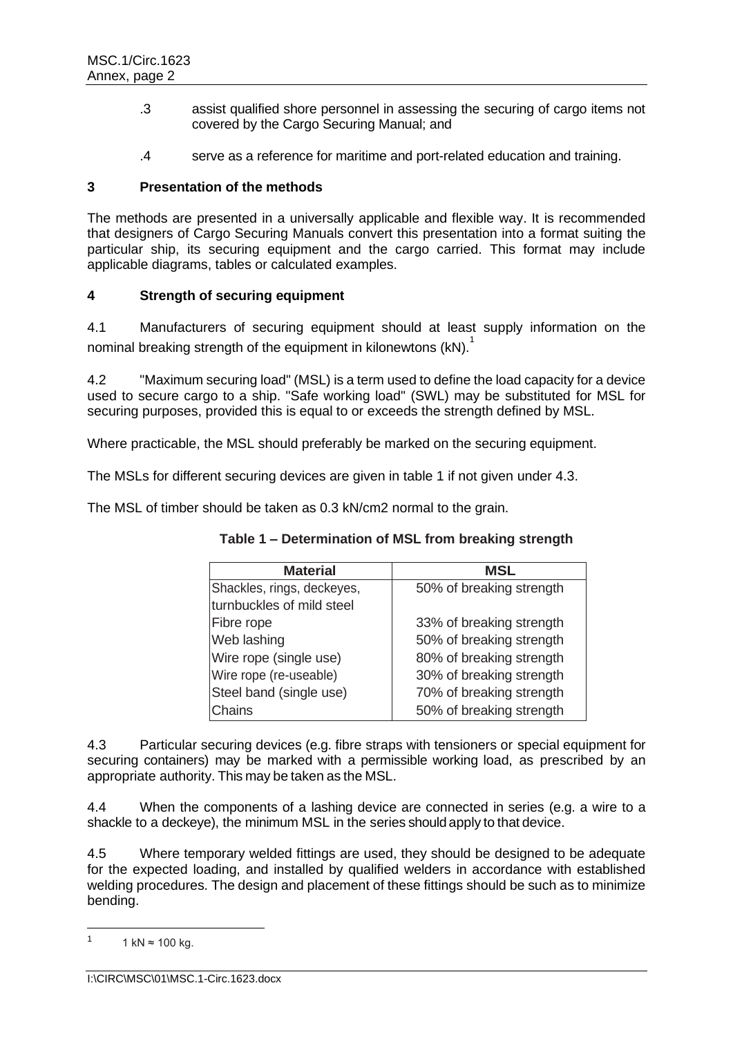.3 assist qualified shore personnel in assessing the securing of cargo items not covered by the Cargo Securing Manual; and

.4 serve as a reference for maritime and port-related education and training.

## 3 Presentation of the methods

The methods are presented in a universally applicable and flexible way. It is recommended that designers of Cargo Securing Manuals convert this presentation into a format suiting the particular ship, its securing equipment and the cargo carried. This format may include applicable diagrams, tables or calculated examples.

## 4 Strength of securing equipment

4.1 Manufacturers of securing equipment should at least supply information on the nominal breaking strength of the equipment in kilonewtons (kN).[1]

4.2 "Maximum securing load" (MSL) is a term used to define the load capacity for a device used to secure cargo to a ship. "Safe working load" (SWL) may be substituted for MSL for securing purposes, provided this is equal to or exceeds the strength defined by MSL.

Where practicable, the MSL should preferably be marked on the securing equipment.

The MSLs for different securing devices are given in table 1 if not given under 4.3.

The MSL of timber should be taken as 0.3 kN/cm2 normal to the grain.

**Table 1 – Determination of MSL from breaking strength**

| Material | MSL |
| --- | --- |
| Shackles, rings, deckeyes, turnbuckles of mild steel | 50% of breaking strength |
| Fibre rope | 33% of breaking strength |
| Web lashing | 50% of breaking strength |
| Wire rope (single use) | 80% of breaking strength |
| Wire rope (re-useable) | 30% of breaking strength |
| Steel band (single use) | 70% of breaking strength |
| Chains | 50% of breaking strength |

4.3 Particular securing devices (e.g. fibre straps with tensioners or special equipment for securing containers) may be marked with a permissible working load, as prescribed by an appropriate authority. This may be taken as the MSL.

4.4 When the components of a lashing device are connected in series (e.g. a wire to a shackle to a deckeye), the minimum MSL in the series should apply to that device.

4.5 Where temporary welded fittings are used, they should be designed to be adequate for the expected loading, and installed by qualified welders in accordance with established welding procedures. The design and placement of these fittings should be such as to minimize bending.

---

[1] 1 kN ≈ 100 kg.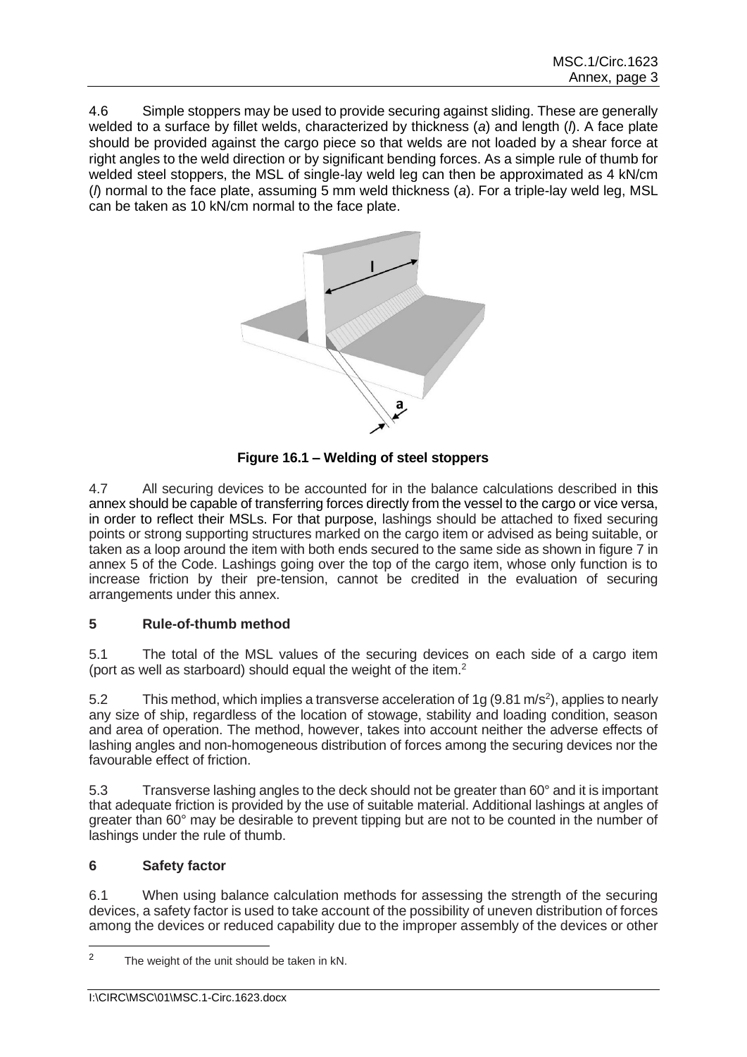4.6 Simple stoppers may be used to provide securing against sliding. These are generally welded to a surface by fillet welds, characterized by thickness (*a*) and length (*l*). A face plate should be provided against the cargo piece so that welds are not loaded by a shear force at right angles to the weld direction or by significant bending forces. As a simple rule of thumb for welded steel stoppers, the MSL of single-lay weld leg can then be approximated as 4 kN/cm (*l*) normal to the face plate, assuming 5 mm weld thickness (*a*). For a triple-lay weld leg, MSL can be taken as 10 kN/cm normal to the face plate.

**Figure 16.1 – Welding of steel stoppers**

4.7 All securing devices to be accounted for in the balance calculations described in this annex should be capable of transferring forces directly from the vessel to the cargo or vice versa, in order to reflect their MSLs. For that purpose, lashings should be attached to fixed securing points or strong supporting structures marked on the cargo item or advised as being suitable, or taken as a loop around the item with both ends secured to the same side as shown in figure 7 in annex 5 of the Code. Lashings going over the top of the cargo item, whose only function is to increase friction by their pre-tension, cannot be credited in the evaluation of securing arrangements under this annex.

## 5 Rule-of-thumb method

5.1 The total of the MSL values of the securing devices on each side of a cargo item (port as well as starboard) should equal the weight of the item.[2]

5.2 This method, which implies a transverse acceleration of 1g (9.81 m/s$^2$), applies to nearly any size of ship, regardless of the location of stowage, stability and loading condition, season and area of operation. The method, however, takes into account neither the adverse effects of lashing angles and non-homogeneous distribution of forces among the securing devices nor the favourable effect of friction.

5.3 Transverse lashing angles to the deck should not be greater than 60° and it is important that adequate friction is provided by the use of suitable material. Additional lashings at angles of greater than 60° may be desirable to prevent tipping but are not to be counted in the number of lashings under the rule of thumb.

## 6 Safety factor

6.1 When using balance calculation methods for assessing the strength of the securing devices, a safety factor is used to take account of the possibility of uneven distribution of forces among the devices or reduced capability due to the improper assembly of the devices or other

[2] The weight of the unit should be taken in kN.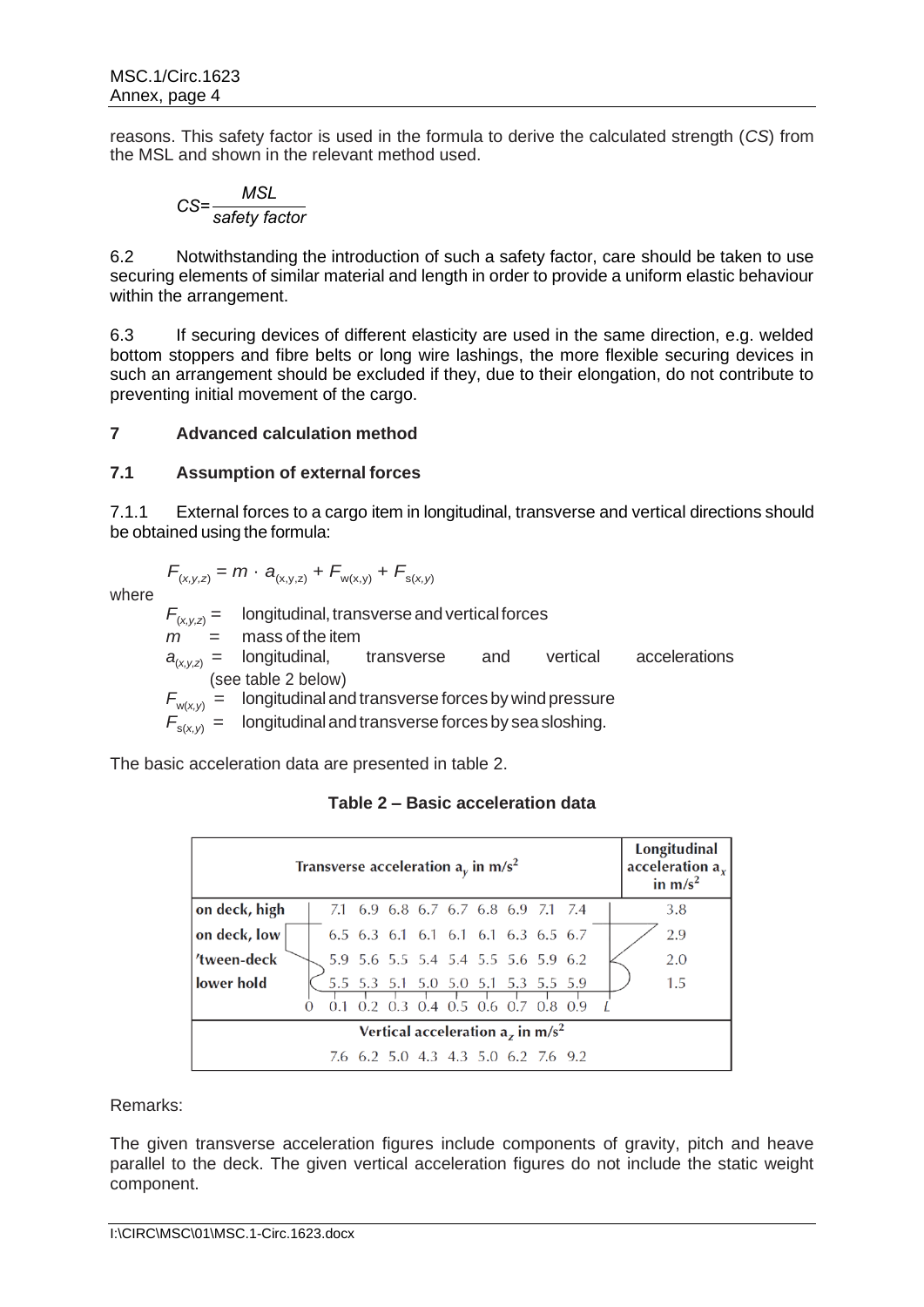reasons. This safety factor is used in the formula to derive the calculated strength (*CS*) from the MSL and shown in the relevant method used.

$$CS = \frac{MSL}{safety\ factor}$$

6.2 Notwithstanding the introduction of such a safety factor, care should be taken to use securing elements of similar material and length in order to provide a uniform elastic behaviour within the arrangement.

6.3 If securing devices of different elasticity are used in the same direction, e.g. welded bottom stoppers and fibre belts or long wire lashings, the more flexible securing devices in such an arrangement should be excluded if they, due to their elongation, do not contribute to preventing initial movement of the cargo.

## 7 Advanced calculation method

### 7.1 Assumption of external forces

7.1.1 External forces to a cargo item in longitudinal, transverse and vertical directions should be obtained using the formula:

$$F_{(x,y,z)} = m \cdot a_{(x,y,z)} + F_{w(x,y)} + F_{s(x,y)}$$

where

- $F_{(x,y,z)}$ = longitudinal, transverse and vertical forces
- $m$ = mass of the item
- $a_{(x,y,z)}$ = longitudinal, transverse and vertical accelerations (see table 2 below)
- $F_{w(x,y)}$ = longitudinal and transverse forces by wind pressure
- $F_{s(x,y)}$ = longitudinal and transverse forces by sea sloshing.

The basic acceleration data are presented in table 2.

**Table 2 – Basic acceleration data**

| Transverse acceleration $a_y$ in m/s² | 0.1 | 0.2 | 0.3 | 0.4 | 0.5 | 0.6 | 0.7 | 0.8 | 0.9 | Longitudinal acceleration $a_x$ in m/s² |
|---|---|---|---|---|---|---|---|---|---|---|
| on deck, high | 7.1 | 6.9 | 6.8 | 6.7 | 6.7 | 6.8 | 6.9 | 7.1 | 7.4 | 3.8 |
| on deck, low | 6.5 | 6.3 | 6.1 | 6.1 | 6.1 | 6.1 | 6.3 | 6.5 | 6.7 | 2.9 |
| 'tween-deck | 5.9 | 5.6 | 5.5 | 5.4 | 5.4 | 5.5 | 5.6 | 5.9 | 6.2 | 2.0 |
| lower hold | 5.5 | 5.3 | 5.1 | 5.0 | 5.0 | 5.1 | 5.3 | 5.5 | 5.9 | 1.5 |
| Vertical acceleration $a_z$ in m/s² | 7.6 | 6.2 | 5.0 | 4.3 | 4.3 | 5.0 | 6.2 | 7.6 | 9.2 | |

Remarks:

The given transverse acceleration figures include components of gravity, pitch and heave parallel to the deck. The given vertical acceleration figures do not include the static weight component.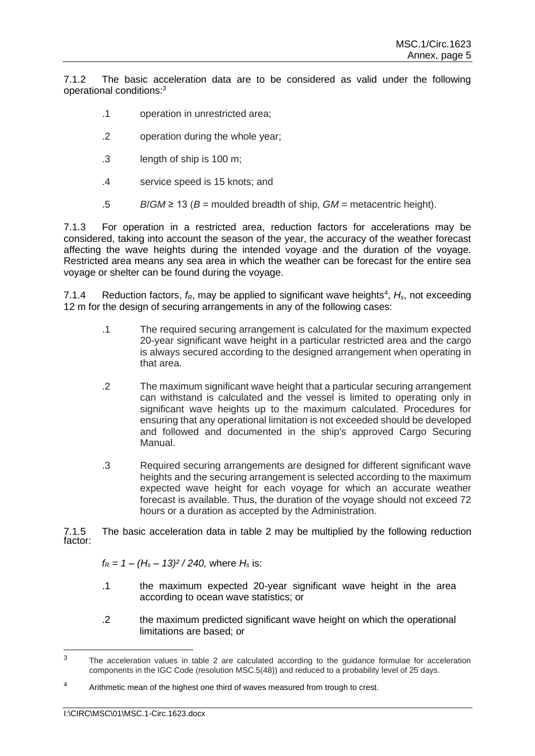7.1.2 The basic acceleration data are to be considered as valid under the following operational conditions:[3]

.1 operation in unrestricted area;

.2 operation during the whole year;

.3 length of ship is 100 m;

.4 service speed is 15 knots; and

.5 $B/GM \geq 13$ ($B$ = moulded breadth of ship, $GM$ = metacentric height).

7.1.3 For operation in a restricted area, reduction factors for accelerations may be considered, taking into account the season of the year, the accuracy of the weather forecast affecting the wave heights during the intended voyage and the duration of the voyage. Restricted area means any sea area in which the weather can be forecast for the entire sea voyage or shelter can be found during the voyage.

7.1.4 Reduction factors, $f_R$, may be applied to significant wave heights[4], $H_s$, not exceeding 12 m for the design of securing arrangements in any of the following cases:

.1 The required securing arrangement is calculated for the maximum expected 20-year significant wave height in a particular restricted area and the cargo is always secured according to the designed arrangement when operating in that area.

.2 The maximum significant wave height that a particular securing arrangement can withstand is calculated and the vessel is limited to operating only in significant wave heights up to the maximum calculated. Procedures for ensuring that any operational limitation is not exceeded should be developed and followed and documented in the ship's approved Cargo Securing Manual.

.3 Required securing arrangements are designed for different significant wave heights and the securing arrangement is selected according to the maximum expected wave height for each voyage for which an accurate weather forecast is available. Thus, the duration of the voyage should not exceed 72 hours or a duration as accepted by the Administration.

7.1.5 The basic acceleration data in table 2 may be multiplied by the following reduction factor:

$f_R = 1 - (H_s - 13)^2 / 240,$ where $H_s$ is:

.1 the maximum expected 20-year significant wave height in the area according to ocean wave statistics; or

.2 the maximum predicted significant wave height on which the operational limitations are based; or

---

[3] The acceleration values in table 2 are calculated according to the guidance formulae for acceleration components in the IGC Code (resolution MSC.5(48)) and reduced to a probability level of 25 days.

[4] Arithmetic mean of the highest one third of waves measured from trough to crest.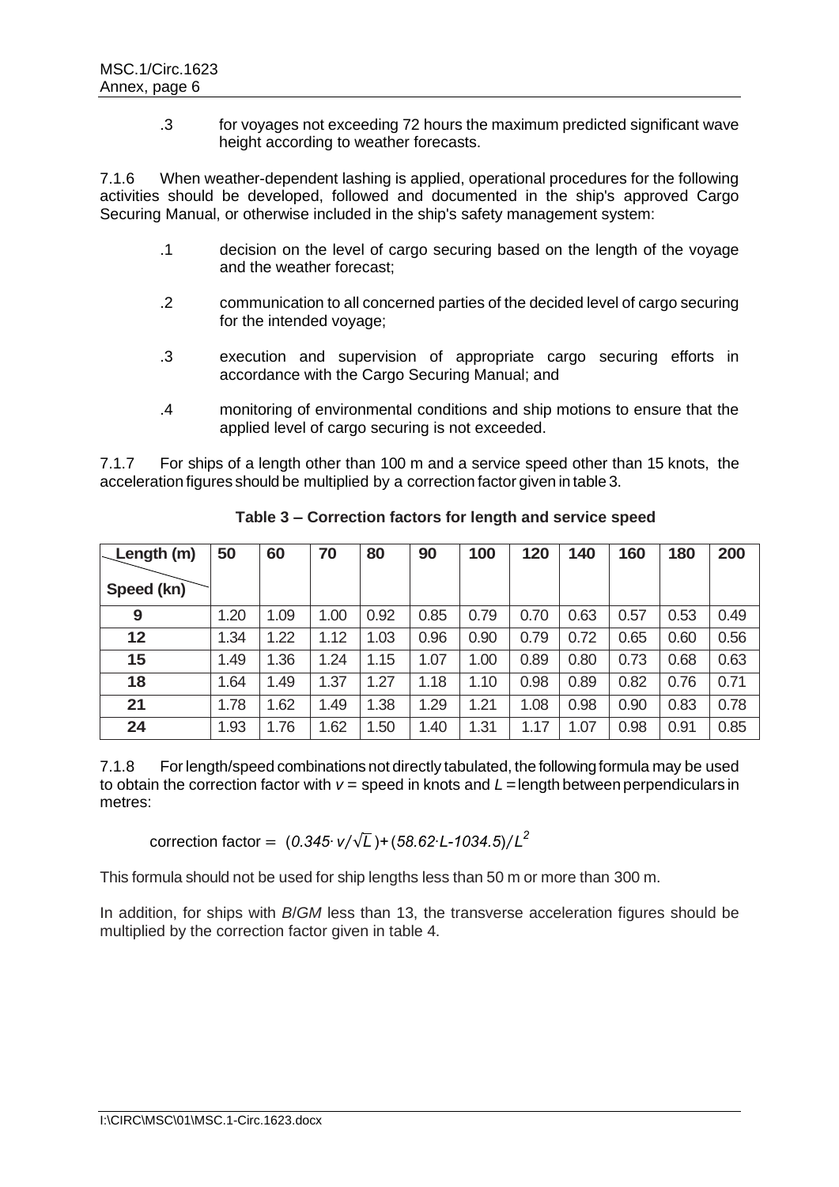.3 for voyages not exceeding 72 hours the maximum predicted significant wave height according to weather forecasts.

7.1.6 When weather-dependent lashing is applied, operational procedures for the following activities should be developed, followed and documented in the ship's approved Cargo Securing Manual, or otherwise included in the ship's safety management system:

.1 decision on the level of cargo securing based on the length of the voyage and the weather forecast;

.2 communication to all concerned parties of the decided level of cargo securing for the intended voyage;

.3 execution and supervision of appropriate cargo securing efforts in accordance with the Cargo Securing Manual; and

.4 monitoring of environmental conditions and ship motions to ensure that the applied level of cargo securing is not exceeded.

7.1.7 For ships of a length other than 100 m and a service speed other than 15 knots, the acceleration figures should be multiplied by a correction factor given in table 3.

**Table 3 – Correction factors for length and service speed**

| Length (m) / Speed (kn) | 50 | 60 | 70 | 80 | 90 | 100 | 120 | 140 | 160 | 180 | 200 |
|---|---|---|---|---|---|---|---|---|---|---|---|
| **9** | 1.20 | 1.09 | 1.00 | 0.92 | 0.85 | 0.79 | 0.70 | 0.63 | 0.57 | 0.53 | 0.49 |
| **12** | 1.34 | 1.22 | 1.12 | 1.03 | 0.96 | 0.90 | 0.79 | 0.72 | 0.65 | 0.60 | 0.56 |
| **15** | 1.49 | 1.36 | 1.24 | 1.15 | 1.07 | 1.00 | 0.89 | 0.80 | 0.73 | 0.68 | 0.63 |
| **18** | 1.64 | 1.49 | 1.37 | 1.27 | 1.18 | 1.10 | 0.98 | 0.89 | 0.82 | 0.76 | 0.71 |
| **21** | 1.78 | 1.62 | 1.49 | 1.38 | 1.29 | 1.21 | 1.08 | 0.98 | 0.90 | 0.83 | 0.78 |
| **24** | 1.93 | 1.76 | 1.62 | 1.50 | 1.40 | 1.31 | 1.17 | 1.07 | 0.98 | 0.91 | 0.85 |

7.1.8 For length/speed combinations not directly tabulated, the following formula may be used to obtain the correction factor with $v$ = speed in knots and $L$ = length between perpendiculars in metres:

$$\text{correction factor} = (0.345 \cdot v/\sqrt{L}) + (58.62 \cdot L - 1034.5)/L^2$$

This formula should not be used for ship lengths less than 50 m or more than 300 m.

In addition, for ships with $B/GM$ less than 13, the transverse acceleration figures should be multiplied by the correction factor given in table 4.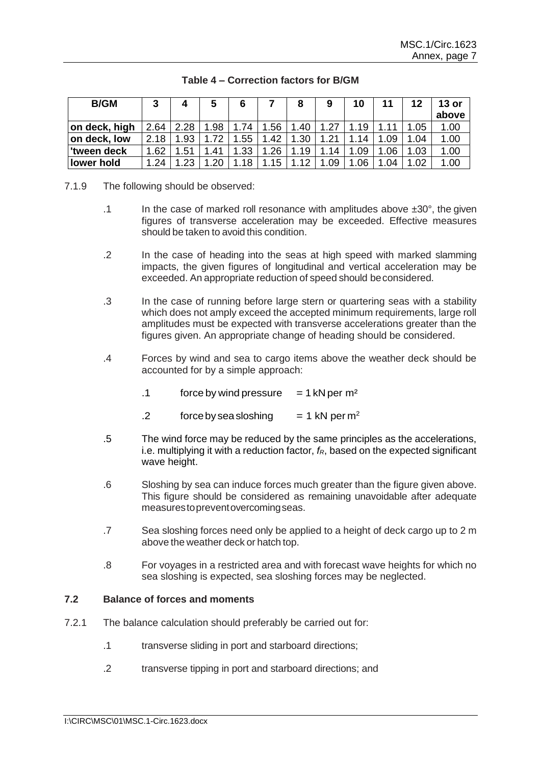**Table 4 – Correction factors for B/GM**

| B/GM | 3 | 4 | 5 | 6 | 7 | 8 | 9 | 10 | 11 | 12 | 13 or above |
|---|---|---|---|---|---|---|---|---|---|---|---|
| on deck, high | 2.64 | 2.28 | 1.98 | 1.74 | 1.56 | 1.40 | 1.27 | 1.19 | 1.11 | 1.05 | 1.00 |
| on deck, low | 2.18 | 1.93 | 1.72 | 1.55 | 1.42 | 1.30 | 1.21 | 1.14 | 1.09 | 1.04 | 1.00 |
| 'tween deck | 1.62 | 1.51 | 1.41 | 1.33 | 1.26 | 1.19 | 1.14 | 1.09 | 1.06 | 1.03 | 1.00 |
| lower hold | 1.24 | 1.23 | 1.20 | 1.18 | 1.15 | 1.12 | 1.09 | 1.06 | 1.04 | 1.02 | 1.00 |

7.1.9 The following should be observed:

.1 In the case of marked roll resonance with amplitudes above ±30°, the given figures of transverse acceleration may be exceeded. Effective measures should be taken to avoid this condition.

.2 In the case of heading into the seas at high speed with marked slamming impacts, the given figures of longitudinal and vertical acceleration may be exceeded. An appropriate reduction of speed should be considered.

.3 In the case of running before large stern or quartering seas with a stability which does not amply exceed the accepted minimum requirements, large roll amplitudes must be expected with transverse accelerations greater than the figures given. An appropriate change of heading should be considered.

.4 Forces by wind and sea to cargo items above the weather deck should be accounted for by a simple approach:

.1 force by wind pressure = 1 kN per m²

.2 force by sea sloshing = 1 kN per m²

.5 The wind force may be reduced by the same principles as the accelerations, i.e. multiplying it with a reduction factor, $f_R$, based on the expected significant wave height.

.6 Sloshing by sea can induce forces much greater than the figure given above. This figure should be considered as remaining unavoidable after adequate measures to prevent overcoming seas.

.7 Sea sloshing forces need only be applied to a height of deck cargo up to 2 m above the weather deck or hatch top.

.8 For voyages in a restricted area and with forecast wave heights for which no sea sloshing is expected, sea sloshing forces may be neglected.

### 7.2 Balance of forces and moments

7.2.1 The balance calculation should preferably be carried out for:

.1 transverse sliding in port and starboard directions;

.2 transverse tipping in port and starboard directions; and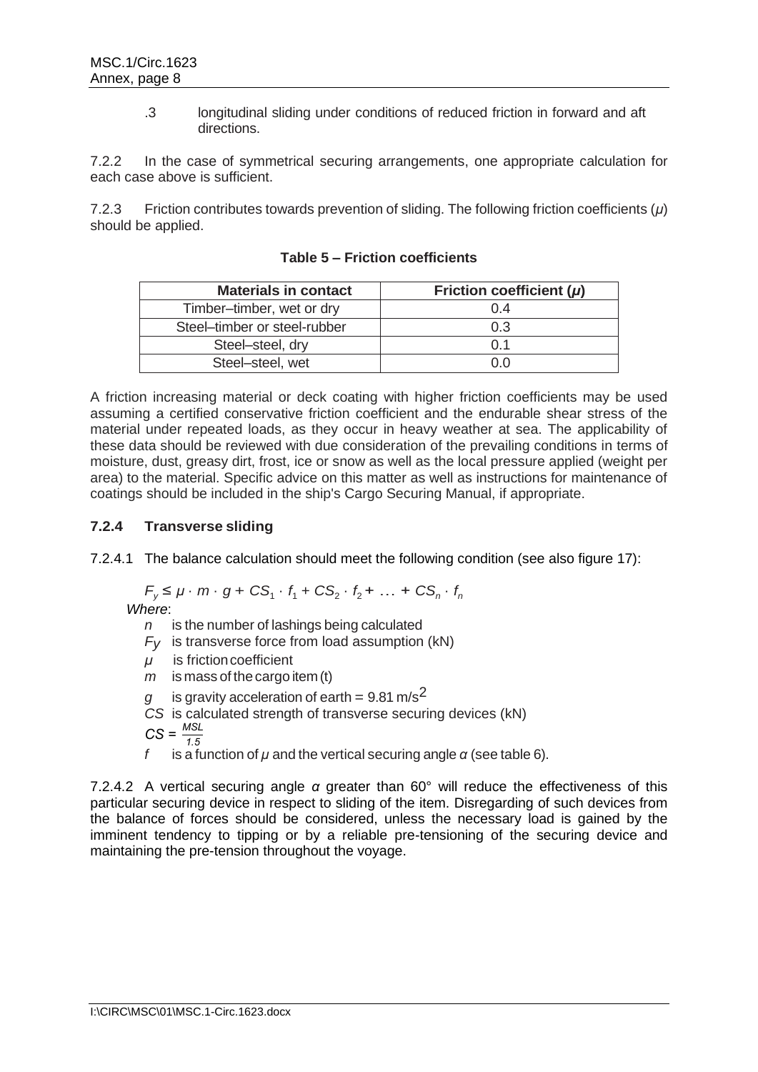.3 longitudinal sliding under conditions of reduced friction in forward and aft directions.

7.2.2 In the case of symmetrical securing arrangements, one appropriate calculation for each case above is sufficient.

7.2.3 Friction contributes towards prevention of sliding. The following friction coefficients ($\mu$) should be applied.

**Table 5 – Friction coefficients**

| Materials in contact | Friction coefficient ($\mu$) |
|---|---|
| Timber–timber, wet or dry | 0.4 |
| Steel–timber or steel-rubber | 0.3 |
| Steel–steel, dry | 0.1 |
| Steel–steel, wet | 0.0 |

A friction increasing material or deck coating with higher friction coefficients may be used assuming a certified conservative friction coefficient and the endurable shear stress of the material under repeated loads, as they occur in heavy weather at sea. The applicability of these data should be reviewed with due consideration of the prevailing conditions in terms of moisture, dust, greasy dirt, frost, ice or snow as well as the local pressure applied (weight per area) to the material. Specific advice on this matter as well as instructions for maintenance of coatings should be included in the ship's Cargo Securing Manual, if appropriate.

### 7.2.4 Transverse sliding

7.2.4.1 The balance calculation should meet the following condition (see also figure 17):

$$F_y \leq \mu \cdot m \cdot g + CS_1 \cdot f_1 + CS_2 \cdot f_2 + \ldots + CS_n \cdot f_n$$

*Where*:

- $n$ is the number of lashings being calculated
- $F_y$ is transverse force from load assumption (kN)
- $\mu$ is friction coefficient
- $m$ is mass of the cargo item (t)
- $g$ is gravity acceleration of earth = 9.81 m/s$^2$
- $CS$ is calculated strength of transverse securing devices (kN)
- $CS = \frac{MSL}{1.5}$
- $f$ is a function of $\mu$ and the vertical securing angle $\alpha$ (see table 6).

7.2.4.2 A vertical securing angle $\alpha$ greater than 60° will reduce the effectiveness of this particular securing device in respect to sliding of the item. Disregarding of such devices from the balance of forces should be considered, unless the necessary load is gained by the imminent tendency to tipping or by a reliable pre-tensioning of the securing device and maintaining the pre-tension throughout the voyage.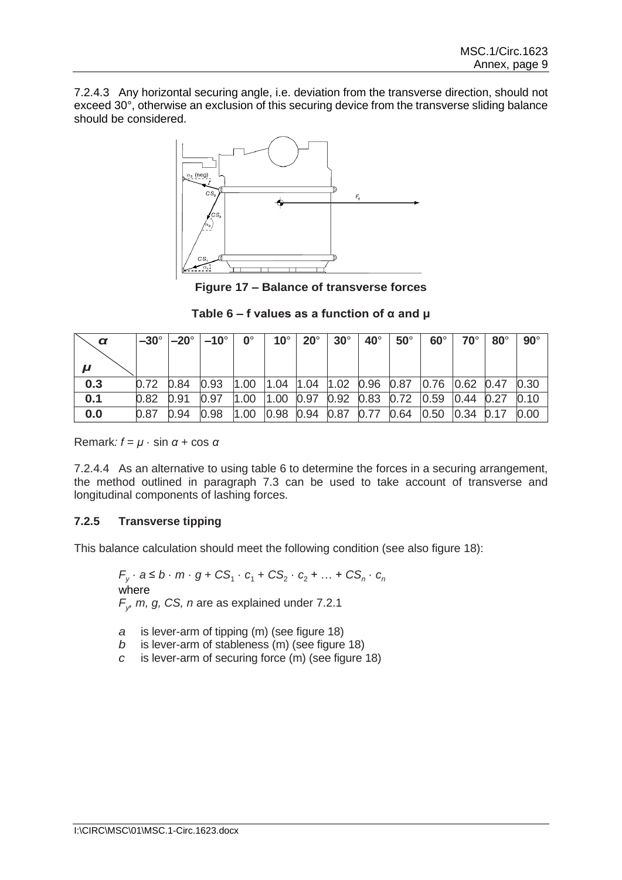7.2.4.3 Any horizontal securing angle, i.e. deviation from the transverse direction, should not exceed 30°, otherwise an exclusion of this securing device from the transverse sliding balance should be considered.

**Figure 17 – Balance of transverse forces**

**Table 6 – f values as a function of α and μ**

| $\alpha$ / $\mu$ | –30° | –20° | –10° | 0° | 10° | 20° | 30° | 40° | 50° | 60° | 70° | 80° | 90° |
|---|---|---|---|---|---|---|---|---|---|---|---|---|---|
| **0.3** | 0.72 | 0.84 | 0.93 | 1.00 | 1.04 | 1.04 | 1.02 | 0.96 | 0.87 | 0.76 | 0.62 | 0.47 | 0.30 |
| **0.1** | 0.82 | 0.91 | 0.97 | 1.00 | 1.00 | 0.97 | 0.92 | 0.83 | 0.72 | 0.59 | 0.44 | 0.27 | 0.10 |
| **0.0** | 0.87 | 0.94 | 0.98 | 1.00 | 0.98 | 0.94 | 0.87 | 0.77 | 0.64 | 0.50 | 0.34 | 0.17 | 0.00 |

Remark: $f = \mu \cdot \sin \alpha + \cos \alpha$

7.2.4.4 As an alternative to using table 6 to determine the forces in a securing arrangement, the method outlined in paragraph 7.3 can be used to take account of transverse and longitudinal components of lashing forces.

### 7.2.5 Transverse tipping

This balance calculation should meet the following condition (see also figure 18):

$$F_y \cdot a \leq b \cdot m \cdot g + CS_1 \cdot c_1 + CS_2 \cdot c_2 + \ldots + CS_n \cdot c_n$$

where

$F_y$, $m$, $g$, $CS$, $n$ are as explained under 7.2.1

- $a$ is lever-arm of tipping (m) (see figure 18)
- $b$ is lever-arm of stableness (m) (see figure 18)
- $c$ is lever-arm of securing force (m) (see figure 18)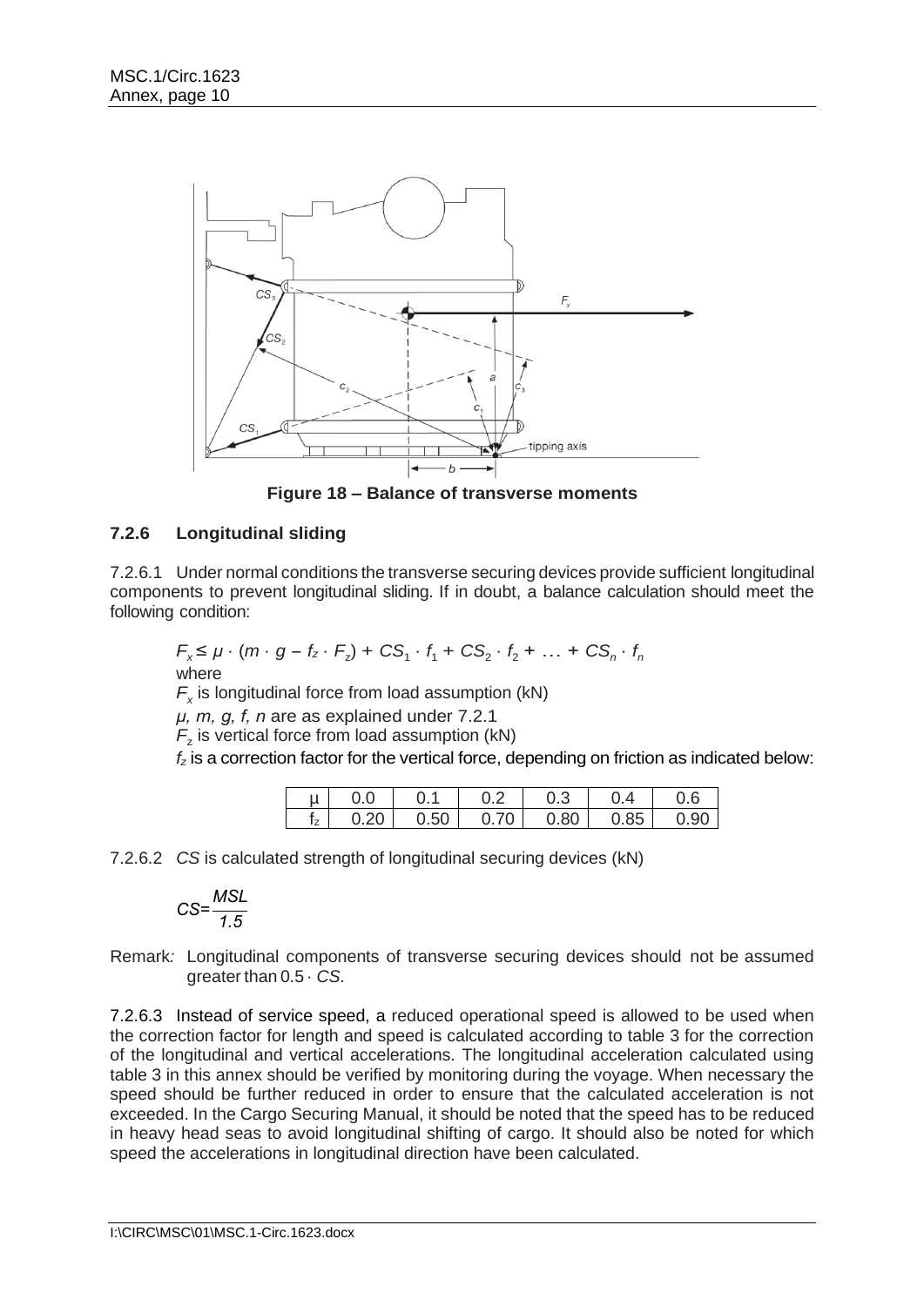**Figure 18 – Balance of transverse moments**

### 7.2.6 Longitudinal sliding

7.2.6.1 Under normal conditions the transverse securing devices provide sufficient longitudinal components to prevent longitudinal sliding. If in doubt, a balance calculation should meet the following condition:

$$F_x \leq \mu \cdot (m \cdot g - f_z \cdot F_z) + CS_1 \cdot f_1 + CS_2 \cdot f_2 + \ldots + CS_n \cdot f_n$$

where

$F_x$ is longitudinal force from load assumption (kN)

$\mu$, $m$, $g$, $f$, $n$ are as explained under 7.2.1

$F_z$ is vertical force from load assumption (kN)

$f_z$ is a correction factor for the vertical force, depending on friction as indicated below:

| $\mu$ | 0.0 | 0.1 | 0.2 | 0.3 | 0.4 | 0.6 |
|---|---|---|---|---|---|---|
| $f_z$ | 0.20 | 0.50 | 0.70 | 0.80 | 0.85 | 0.90 |

7.2.6.2 *CS* is calculated strength of longitudinal securing devices (kN)

$$CS = \frac{MSL}{1.5}$$

Remark*:* Longitudinal components of transverse securing devices should not be assumed greater than $0.5 \cdot CS$.

7.2.6.3 Instead of service speed, a reduced operational speed is allowed to be used when the correction factor for length and speed is calculated according to table 3 for the correction of the longitudinal and vertical accelerations. The longitudinal acceleration calculated using table 3 in this annex should be verified by monitoring during the voyage. When necessary the speed should be further reduced in order to ensure that the calculated acceleration is not exceeded. In the Cargo Securing Manual, it should be noted that the speed has to be reduced in heavy head seas to avoid longitudinal shifting of cargo. It should also be noted for which speed the accelerations in longitudinal direction have been calculated.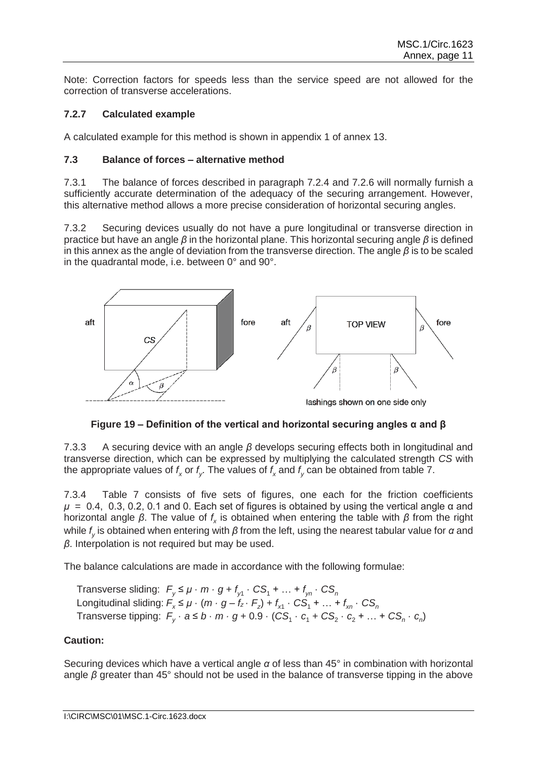Note: Correction factors for speeds less than the service speed are not allowed for the correction of transverse accelerations.

### 7.2.7 Calculated example

A calculated example for this method is shown in appendix 1 of annex 13.

### 7.3 Balance of forces – alternative method

7.3.1 The balance of forces described in paragraph 7.2.4 and 7.2.6 will normally furnish a sufficiently accurate determination of the adequacy of the securing arrangement. However, this alternative method allows a more precise consideration of horizontal securing angles.

7.3.2 Securing devices usually do not have a pure longitudinal or transverse direction in practice but have an angle $\beta$ in the horizontal plane. This horizontal securing angle $\beta$ is defined in this annex as the angle of deviation from the transverse direction. The angle $\beta$ is to be scaled in the quadrantal mode, i.e. between 0° and 90°.

**Figure 19 – Definition of the vertical and horizontal securing angles α and β**

7.3.3 A securing device with an angle $\beta$ develops securing effects both in longitudinal and transverse direction, which can be expressed by multiplying the calculated strength *CS* with the appropriate values of $f_x$ or $f_y$. The values of $f_x$ and $f_y$ can be obtained from table 7.

7.3.4 Table 7 consists of five sets of figures, one each for the friction coefficients $\mu$ = 0.4, 0.3, 0.2, 0.1 and 0. Each set of figures is obtained by using the vertical angle α and horizontal angle $\beta$. The value of $f_x$ is obtained when entering the table with $\beta$ from the right while $f_y$ is obtained when entering with $\beta$ from the left, using the nearest tabular value for $\alpha$ and $\beta$. Interpolation is not required but may be used.

The balance calculations are made in accordance with the following formulae:

Transverse sliding: $F_y \leq \mu \cdot m \cdot g + f_{y1} \cdot CS_1 + \ldots + f_{yn} \cdot CS_n$

Longitudinal sliding: $F_x \leq \mu \cdot (m \cdot g - f_z \cdot F_z) + f_{x1} \cdot CS_1 + \ldots + f_{xn} \cdot CS_n$

Transverse tipping: $F_y \cdot a \leq b \cdot m \cdot g + 0.9 \cdot (CS_1 \cdot c_1 + CS_2 \cdot c_2 + \ldots + CS_n \cdot c_n)$

**Caution:**

Securing devices which have a vertical angle $\alpha$ of less than 45° in combination with horizontal angle $\beta$ greater than 45° should not be used in the balance of transverse tipping in the above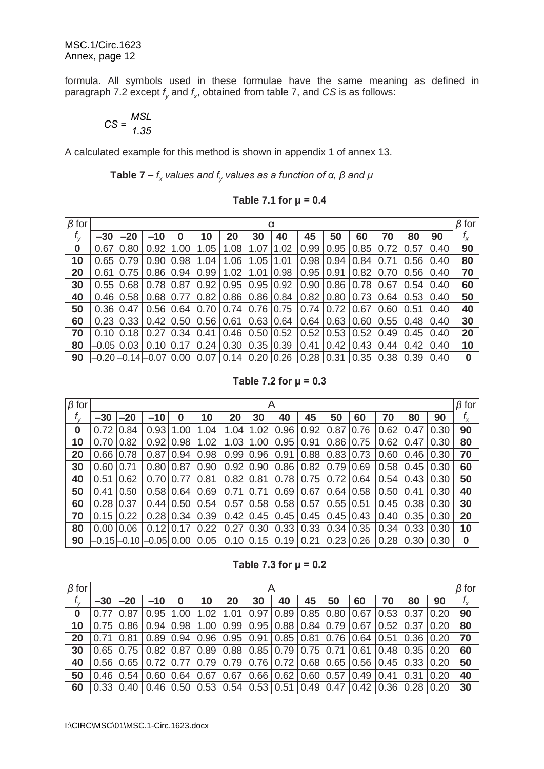formula. All symbols used in these formulae have the same meaning as defined in paragraph 7.2 except $f_y$ and $f_x$, obtained from table 7, and *CS* is as follows:

$$CS = \frac{MSL}{1.35}$$

A calculated example for this method is shown in appendix 1 of annex 13.

**Table 7 –** ***$f_x$ values and $f_y$ values as a function of α, β and μ***

**Table 7.1 for μ = 0.4**

| *β* for | α | | | | | | | | | | | | | | *β* for |
|---|---|---|---|---|---|---|---|---|---|---|---|---|---|---|---|
| $f_y$ | **–30** | **–20** | **–10** | **0** | **10** | **20** | **30** | **40** | **45** | **50** | **60** | **70** | **80** | **90** | $f_x$ |
| **0** | 0.67 | 0.80 | 0.92 | 1.00 | 1.05 | 1.08 | 1.07 | 1.02 | 0.99 | 0.95 | 0.85 | 0.72 | 0.57 | 0.40 | **90** |
| **10** | 0.65 | 0.79 | 0.90 | 0.98 | 1.04 | 1.06 | 1.05 | 1.01 | 0.98 | 0.94 | 0.84 | 0.71 | 0.56 | 0.40 | **80** |
| **20** | 0.61 | 0.75 | 0.86 | 0.94 | 0.99 | 1.02 | 1.01 | 0.98 | 0.95 | 0.91 | 0.82 | 0.70 | 0.56 | 0.40 | **70** |
| **30** | 0.55 | 0.68 | 0.78 | 0.87 | 0.92 | 0.95 | 0.95 | 0.92 | 0.90 | 0.86 | 0.78 | 0.67 | 0.54 | 0.40 | **60** |
| **40** | 0.46 | 0.58 | 0.68 | 0.77 | 0.82 | 0.86 | 0.86 | 0.84 | 0.82 | 0.80 | 0.73 | 0.64 | 0.53 | 0.40 | **50** |
| **50** | 0.36 | 0.47 | 0.56 | 0.64 | 0.70 | 0.74 | 0.76 | 0.75 | 0.74 | 0.72 | 0.67 | 0.60 | 0.51 | 0.40 | **40** |
| **60** | 0.23 | 0.33 | 0.42 | 0.50 | 0.56 | 0.61 | 0.63 | 0.64 | 0.64 | 0.63 | 0.60 | 0.55 | 0.48 | 0.40 | **30** |
| **70** | 0.10 | 0.18 | 0.27 | 0.34 | 0.41 | 0.46 | 0.50 | 0.52 | 0.52 | 0.53 | 0.52 | 0.49 | 0.45 | 0.40 | **20** |
| **80** | –0.05 | 0.03 | 0.10 | 0.17 | 0.24 | 0.30 | 0.35 | 0.39 | 0.41 | 0.42 | 0.43 | 0.44 | 0.42 | 0.40 | **10** |
| **90** | –0.20 | –0.14 | –0.07 | 0.00 | 0.07 | 0.14 | 0.20 | 0.26 | 0.28 | 0.31 | 0.35 | 0.38 | 0.39 | 0.40 | **0** |

**Table 7.2 for μ = 0.3**

| *β* for | Α | | | | | | | | | | | | | | *β* for |
|---|---|---|---|---|---|---|---|---|---|---|---|---|---|---|---|
| $f_y$ | **–30** | **–20** | **–10** | **0** | **10** | **20** | **30** | **40** | **45** | **50** | **60** | **70** | **80** | **90** | $f_x$ |
| **0** | 0.72 | 0.84 | 0.93 | 1.00 | 1.04 | 1.04 | 1.02 | 0.96 | 0.92 | 0.87 | 0.76 | 0.62 | 0.47 | 0.30 | **90** |
| **10** | 0.70 | 0.82 | 0.92 | 0.98 | 1.02 | 1.03 | 1.00 | 0.95 | 0.91 | 0.86 | 0.75 | 0.62 | 0.47 | 0.30 | **80** |
| **20** | 0.66 | 0.78 | 0.87 | 0.94 | 0.98 | 0.99 | 0.96 | 0.91 | 0.88 | 0.83 | 0.73 | 0.60 | 0.46 | 0.30 | **70** |
| **30** | 0.60 | 0.71 | 0.80 | 0.87 | 0.90 | 0.92 | 0.90 | 0.86 | 0.82 | 0.79 | 0.69 | 0.58 | 0.45 | 0.30 | **60** |
| **40** | 0.51 | 0.62 | 0.70 | 0.77 | 0.81 | 0.82 | 0.81 | 0.78 | 0.75 | 0.72 | 0.64 | 0.54 | 0.43 | 0.30 | **50** |
| **50** | 0.41 | 0.50 | 0.58 | 0.64 | 0.69 | 0.71 | 0.71 | 0.69 | 0.67 | 0.64 | 0.58 | 0.50 | 0.41 | 0.30 | **40** |
| **60** | 0.28 | 0.37 | 0.44 | 0.50 | 0.54 | 0.57 | 0.58 | 0.58 | 0.57 | 0.55 | 0.51 | 0.45 | 0.38 | 0.30 | **30** |
| **70** | 0.15 | 0.22 | 0.28 | 0.34 | 0.39 | 0.42 | 0.45 | 0.45 | 0.45 | 0.45 | 0.43 | 0.40 | 0.35 | 0.30 | **20** |
| **80** | 0.00 | 0.06 | 0.12 | 0.17 | 0.22 | 0.27 | 0.30 | 0.33 | 0.33 | 0.34 | 0.35 | 0.34 | 0.33 | 0.30 | **10** |
| **90** | –0.15 | –0.10 | –0.05 | 0.00 | 0.05 | 0.10 | 0.15 | 0.19 | 0.21 | 0.23 | 0.26 | 0.28 | 0.30 | 0.30 | **0** |

**Table 7.3 for μ = 0.2**

| *β* for | Α | | | | | | | | | | | | | | *β* for |
|---|---|---|---|---|---|---|---|---|---|---|---|---|---|---|---|
| $f_y$ | **–30** | **–20** | **–10** | **0** | **10** | **20** | **30** | **40** | **45** | **50** | **60** | **70** | **80** | **90** | $f_x$ |
| **0** | 0.77 | 0.87 | 0.95 | 1.00 | 1.02 | 1.01 | 0.97 | 0.89 | 0.85 | 0.80 | 0.67 | 0.53 | 0.37 | 0.20 | **90** |
| **10** | 0.75 | 0.86 | 0.94 | 0.98 | 1.00 | 0.99 | 0.95 | 0.88 | 0.84 | 0.79 | 0.67 | 0.52 | 0.37 | 0.20 | **80** |
| **20** | 0.71 | 0.81 | 0.89 | 0.94 | 0.96 | 0.95 | 0.91 | 0.85 | 0.81 | 0.76 | 0.64 | 0.51 | 0.36 | 0.20 | **70** |
| **30** | 0.65 | 0.75 | 0.82 | 0.87 | 0.89 | 0.88 | 0.85 | 0.79 | 0.75 | 0.71 | 0.61 | 0.48 | 0.35 | 0.20 | **60** |
| **40** | 0.56 | 0.65 | 0.72 | 0.77 | 0.79 | 0.79 | 0.76 | 0.72 | 0.68 | 0.65 | 0.56 | 0.45 | 0.33 | 0.20 | **50** |
| **50** | 0.46 | 0.54 | 0.60 | 0.64 | 0.67 | 0.67 | 0.66 | 0.62 | 0.60 | 0.57 | 0.49 | 0.41 | 0.31 | 0.20 | **40** |
| **60** | 0.33 | 0.40 | 0.46 | 0.50 | 0.53 | 0.54 | 0.53 | 0.51 | 0.49 | 0.47 | 0.42 | 0.36 | 0.28 | 0.20 | **30** |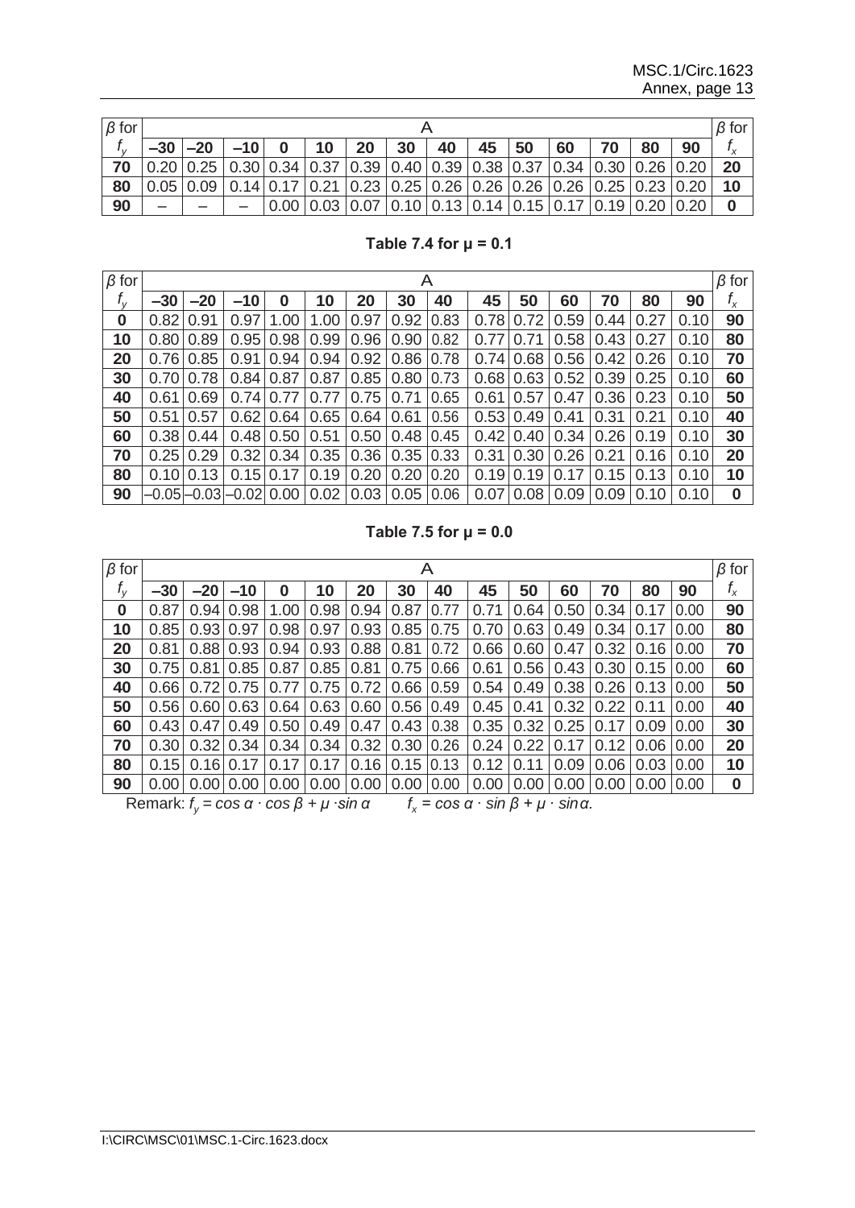| $\beta$ for $f_y$ | A | | | | | | | | | | | | | | $\beta$ for $f_x$ |
|---|---|---|---|---|---|---|---|---|---|---|---|---|---|---|---|
| | –30 | –20 | –10 | 0 | 10 | 20 | 30 | 40 | 45 | 50 | 60 | 70 | 80 | 90 | |
| **70** | 0.20 | 0.25 | 0.30 | 0.34 | 0.37 | 0.39 | 0.40 | 0.39 | 0.38 | 0.37 | 0.34 | 0.30 | 0.26 | 0.20 | **20** |
| **80** | 0.05 | 0.09 | 0.14 | 0.17 | 0.21 | 0.23 | 0.25 | 0.26 | 0.26 | 0.26 | 0.26 | 0.25 | 0.23 | 0.20 | **10** |
| **90** | – | – | – | 0.00 | 0.03 | 0.07 | 0.10 | 0.13 | 0.14 | 0.15 | 0.17 | 0.19 | 0.20 | 0.20 | **0** |

**Table 7.4 for μ = 0.1**

| $\beta$ for $f_y$ | A | | | | | | | | | | | | | | $\beta$ for $f_x$ |
|---|---|---|---|---|---|---|---|---|---|---|---|---|---|---|---|
| | –30 | –20 | –10 | 0 | 10 | 20 | 30 | 40 | 45 | 50 | 60 | 70 | 80 | 90 | |
| **0** | 0.82 | 0.91 | 0.97 | 1.00 | 1.00 | 0.97 | 0.92 | 0.83 | 0.78 | 0.72 | 0.59 | 0.44 | 0.27 | 0.10 | **90** |
| **10** | 0.80 | 0.89 | 0.95 | 0.98 | 0.99 | 0.96 | 0.90 | 0.82 | 0.77 | 0.71 | 0.58 | 0.43 | 0.27 | 0.10 | **80** |
| **20** | 0.76 | 0.85 | 0.91 | 0.94 | 0.94 | 0.92 | 0.86 | 0.78 | 0.74 | 0.68 | 0.56 | 0.42 | 0.26 | 0.10 | **70** |
| **30** | 0.70 | 0.78 | 0.84 | 0.87 | 0.87 | 0.85 | 0.80 | 0.73 | 0.68 | 0.63 | 0.52 | 0.39 | 0.25 | 0.10 | **60** |
| **40** | 0.61 | 0.69 | 0.74 | 0.77 | 0.77 | 0.75 | 0.71 | 0.65 | 0.61 | 0.57 | 0.47 | 0.36 | 0.23 | 0.10 | **50** |
| **50** | 0.51 | 0.57 | 0.62 | 0.64 | 0.65 | 0.64 | 0.61 | 0.56 | 0.53 | 0.49 | 0.41 | 0.31 | 0.21 | 0.10 | **40** |
| **60** | 0.38 | 0.44 | 0.48 | 0.50 | 0.51 | 0.50 | 0.48 | 0.45 | 0.42 | 0.40 | 0.34 | 0.26 | 0.19 | 0.10 | **30** |
| **70** | 0.25 | 0.29 | 0.32 | 0.34 | 0.35 | 0.36 | 0.35 | 0.33 | 0.31 | 0.30 | 0.26 | 0.21 | 0.16 | 0.10 | **20** |
| **80** | 0.10 | 0.13 | 0.15 | 0.17 | 0.19 | 0.20 | 0.20 | 0.20 | 0.19 | 0.19 | 0.17 | 0.15 | 0.13 | 0.10 | **10** |
| **90** | –0.05 | –0.03 | –0.02 | 0.00 | 0.02 | 0.03 | 0.05 | 0.06 | 0.07 | 0.08 | 0.09 | 0.09 | 0.10 | 0.10 | **0** |

**Table 7.5 for μ = 0.0**

| $\beta$ for $f_y$ | A | | | | | | | | | | | | | | $\beta$ for $f_x$ |
|---|---|---|---|---|---|---|---|---|---|---|---|---|---|---|---|
| | –30 | –20 | –10 | 0 | 10 | 20 | 30 | 40 | 45 | 50 | 60 | 70 | 80 | 90 | |
| **0** | 0.87 | 0.94 | 0.98 | 1.00 | 0.98 | 0.94 | 0.87 | 0.77 | 0.71 | 0.64 | 0.50 | 0.34 | 0.17 | 0.00 | **90** |
| **10** | 0.85 | 0.93 | 0.97 | 0.98 | 0.97 | 0.93 | 0.85 | 0.75 | 0.70 | 0.63 | 0.49 | 0.34 | 0.17 | 0.00 | **80** |
| **20** | 0.81 | 0.88 | 0.93 | 0.94 | 0.93 | 0.88 | 0.81 | 0.72 | 0.66 | 0.60 | 0.47 | 0.32 | 0.16 | 0.00 | **70** |
| **30** | 0.75 | 0.81 | 0.85 | 0.87 | 0.85 | 0.81 | 0.75 | 0.66 | 0.61 | 0.56 | 0.43 | 0.30 | 0.15 | 0.00 | **60** |
| **40** | 0.66 | 0.72 | 0.75 | 0.77 | 0.75 | 0.72 | 0.66 | 0.59 | 0.54 | 0.49 | 0.38 | 0.26 | 0.13 | 0.00 | **50** |
| **50** | 0.56 | 0.60 | 0.63 | 0.64 | 0.63 | 0.60 | 0.56 | 0.49 | 0.45 | 0.41 | 0.32 | 0.22 | 0.11 | 0.00 | **40** |
| **60** | 0.43 | 0.47 | 0.49 | 0.50 | 0.49 | 0.47 | 0.43 | 0.38 | 0.35 | 0.32 | 0.25 | 0.17 | 0.09 | 0.00 | **30** |
| **70** | 0.30 | 0.32 | 0.34 | 0.34 | 0.34 | 0.32 | 0.30 | 0.26 | 0.24 | 0.22 | 0.17 | 0.12 | 0.06 | 0.00 | **20** |
| **80** | 0.15 | 0.16 | 0.17 | 0.17 | 0.17 | 0.16 | 0.15 | 0.13 | 0.12 | 0.11 | 0.09 | 0.06 | 0.03 | 0.00 | **10** |
| **90** | 0.00 | 0.00 | 0.00 | 0.00 | 0.00 | 0.00 | 0.00 | 0.00 | 0.00 | 0.00 | 0.00 | 0.00 | 0.00 | 0.00 | **0** |

Remark: $f_y = \cos\alpha \cdot \cos\beta + \mu \cdot \sin\alpha$ $\quad f_x = \cos\alpha \cdot \sin\beta + \mu \cdot \sin\alpha$.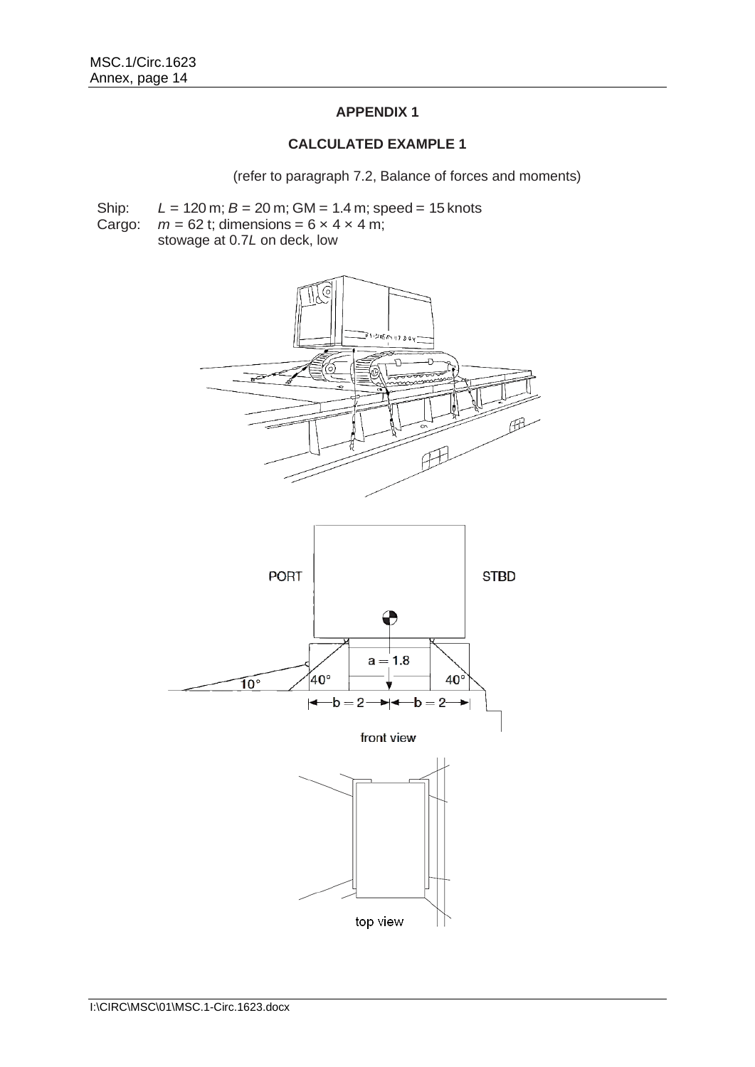## APPENDIX 1

### CALCULATED EXAMPLE 1

(refer to paragraph 7.2, Balance of forces and moments)

Ship: $L$ = 120 m; $B$ = 20 m; GM = 1.4 m; speed = 15 knots
Cargo: $m$ = 62 t; dimensions = 6 × 4 × 4 m;
stowage at 0.7$L$ on deck, low

PORT

STBD

a = 1.8

40°

40°

10°

b = 2 b = 2

front view

top view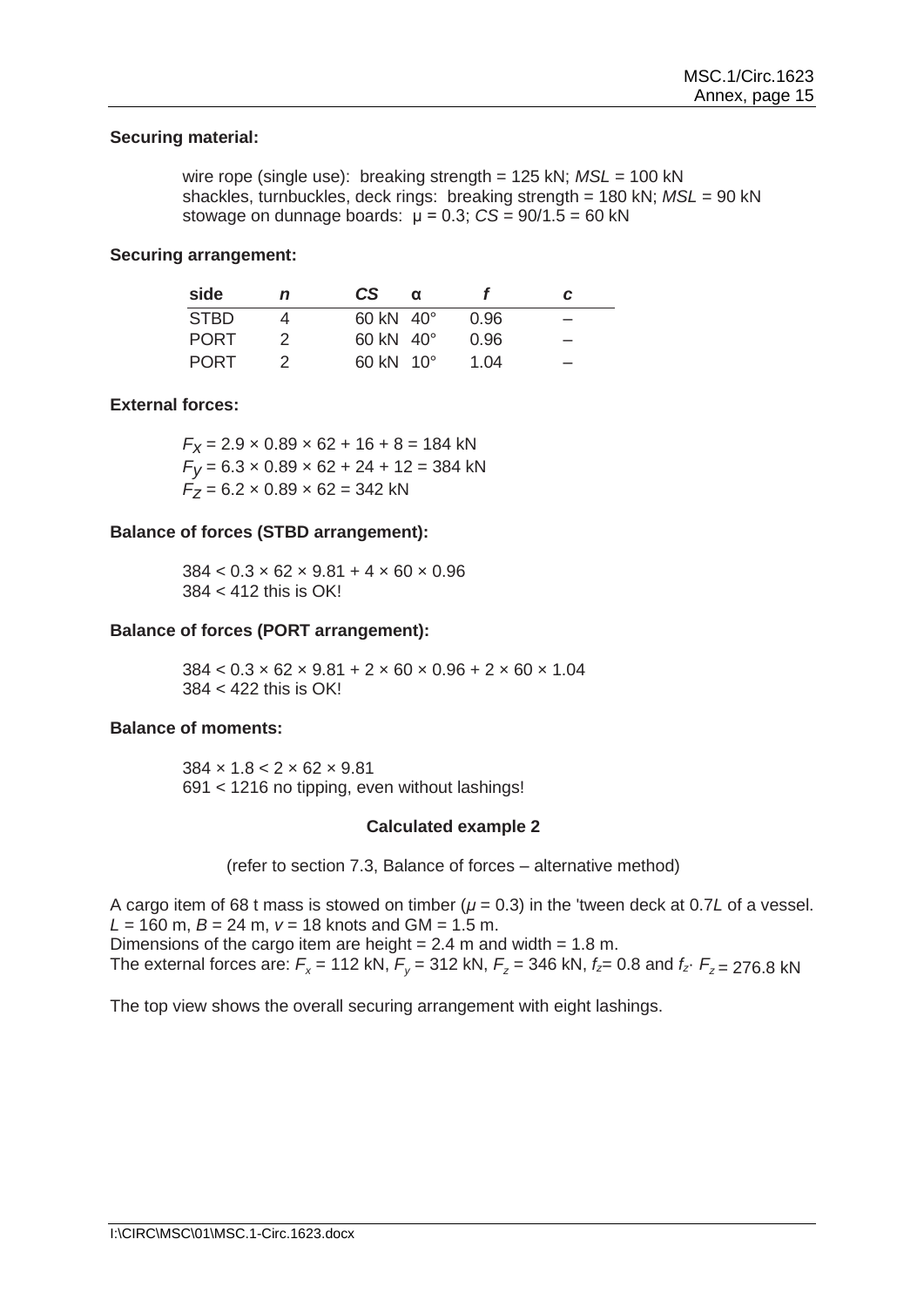**Securing material:**

wire rope (single use): breaking strength = 125 kN; *MSL* = 100 kN
shackles, turnbuckles, deck rings: breaking strength = 180 kN; *MSL* = 90 kN
stowage on dunnage boards: $\mu = 0.3$; $CS = 90/1.5 = 60$ kN

**Securing arrangement:**

| side | *n* | *CS* | α | *f* | *c* |
|---|---|---|---|---|---|
| STBD | 4 | 60 kN | 40° | 0.96 | – |
| PORT | 2 | 60 kN | 40° | 0.96 | – |
| PORT | 2 | 60 kN | 10° | 1.04 | – |

**External forces:**

$F_X = 2.9 \times 0.89 \times 62 + 16 + 8 = 184$ kN
$F_Y = 6.3 \times 0.89 \times 62 + 24 + 12 = 384$ kN
$F_Z = 6.2 \times 0.89 \times 62 = 342$ kN

**Balance of forces (STBD arrangement):**

$384 < 0.3 \times 62 \times 9.81 + 4 \times 60 \times 0.96$
$384 < 412$ this is OK!

**Balance of forces (PORT arrangement):**

$384 < 0.3 \times 62 \times 9.81 + 2 \times 60 \times 0.96 + 2 \times 60 \times 1.04$
$384 < 422$ this is OK!

**Balance of moments:**

$384 \times 1.8 < 2 \times 62 \times 9.81$
$691 < 1216$ no tipping, even without lashings!

**Calculated example 2**

(refer to section 7.3, Balance of forces – alternative method)

A cargo item of 68 t mass is stowed on timber ($\mu = 0.3$) in the 'tween deck at 0.7*L* of a vessel.
$L = 160$ m, $B = 24$ m, $v = 18$ knots and GM = 1.5 m.
Dimensions of the cargo item are height = 2.4 m and width = 1.8 m.
The external forces are: $F_x = 112$ kN, $F_y = 312$ kN, $F_z = 346$ kN, $f_z = 0.8$ and $f_z \cdot F_z = 276.8$ kN

The top view shows the overall securing arrangement with eight lashings.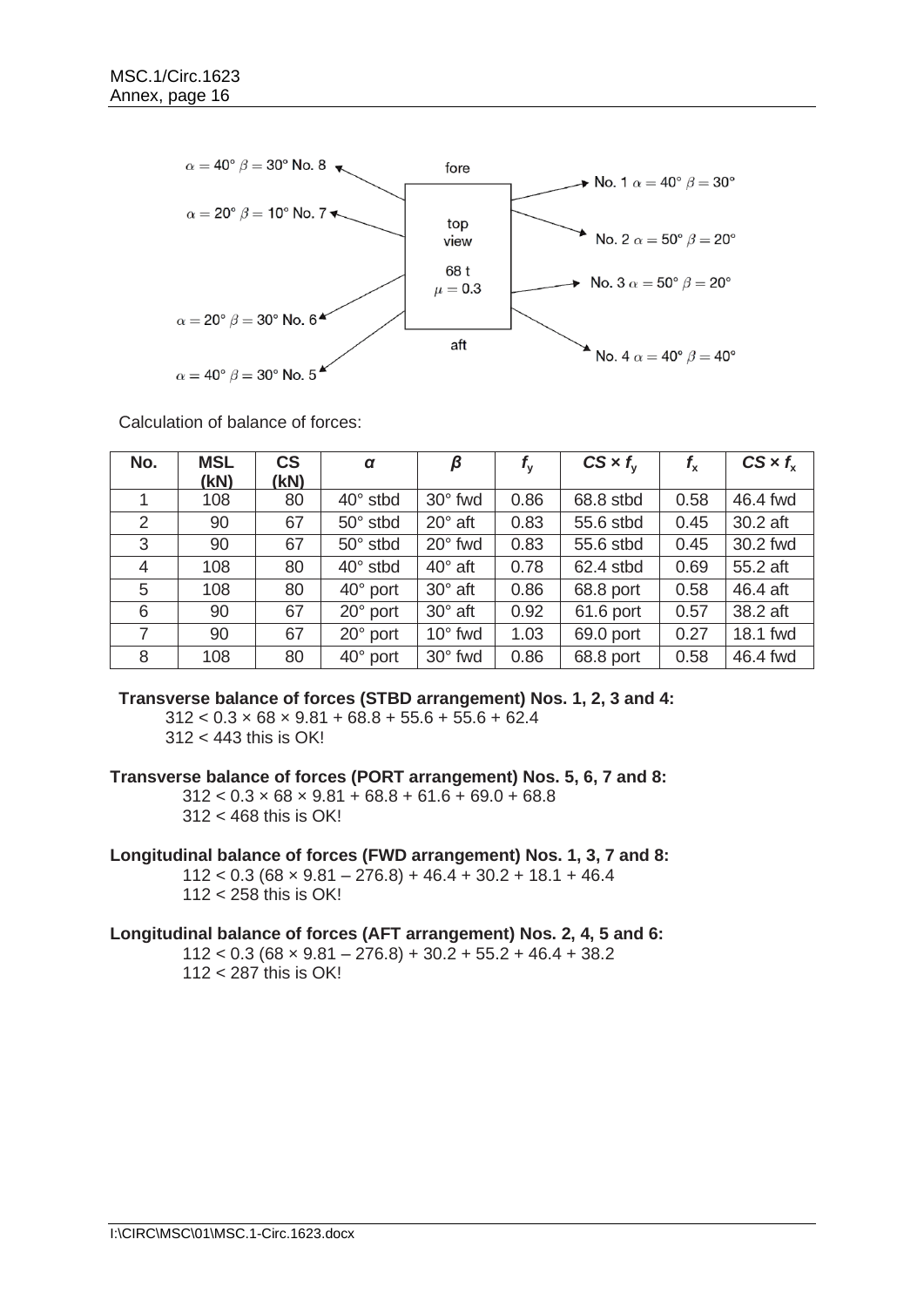fore

top view

68 t
$\mu = 0.3$

aft

$\alpha = 40° \ \beta = 30°$ No. 8

$\alpha = 20° \ \beta = 10°$ No. 7

$\alpha = 20° \ \beta = 30°$ No. 6

$\alpha = 40° \ \beta = 30°$ No. 5

No. 1 $\alpha = 40° \ \beta = 30°$

No. 2 $\alpha = 50° \ \beta = 20°$

No. 3 $\alpha = 50° \ \beta = 20°$

No. 4 $\alpha = 40° \ \beta = 40°$

Calculation of balance of forces:

| No. | MSL (kN) | CS (kN) | $\alpha$ | $\beta$ | $f_y$ | $CS \times f_y$ | $f_x$ | $CS \times f_x$ |
|---|---|---|---|---|---|---|---|---|
| 1 | 108 | 80 | 40° stbd | 30° fwd | 0.86 | 68.8 stbd | 0.58 | 46.4 fwd |
| 2 | 90 | 67 | 50° stbd | 20° aft | 0.83 | 55.6 stbd | 0.45 | 30.2 aft |
| 3 | 90 | 67 | 50° stbd | 20° fwd | 0.83 | 55.6 stbd | 0.45 | 30.2 fwd |
| 4 | 108 | 80 | 40° stbd | 40° aft | 0.78 | 62.4 stbd | 0.69 | 55.2 aft |
| 5 | 108 | 80 | 40° port | 30° aft | 0.86 | 68.8 port | 0.58 | 46.4 aft |
| 6 | 90 | 67 | 20° port | 30° aft | 0.92 | 61.6 port | 0.57 | 38.2 aft |
| 7 | 90 | 67 | 20° port | 10° fwd | 1.03 | 69.0 port | 0.27 | 18.1 fwd |
| 8 | 108 | 80 | 40° port | 30° fwd | 0.86 | 68.8 port | 0.58 | 46.4 fwd |

**Transverse balance of forces (STBD arrangement) Nos. 1, 2, 3 and 4:**

$312 < 0.3 \times 68 \times 9.81 + 68.8 + 55.6 + 55.6 + 62.4$

$312 < 443$ this is OK!

**Transverse balance of forces (PORT arrangement) Nos. 5, 6, 7 and 8:**

$312 < 0.3 \times 68 \times 9.81 + 68.8 + 61.6 + 69.0 + 68.8$

$312 < 468$ this is OK!

**Longitudinal balance of forces (FWD arrangement) Nos. 1, 3, 7 and 8:**

$112 < 0.3\ (68 \times 9.81 – 276.8) + 46.4 + 30.2 + 18.1 + 46.4$

$112 < 258$ this is OK!

**Longitudinal balance of forces (AFT arrangement) Nos. 2, 4, 5 and 6:**

$112 < 0.3\ (68 \times 9.81 – 276.8) + 30.2 + 55.2 + 46.4 + 38.2$

$112 < 287$ this is OK!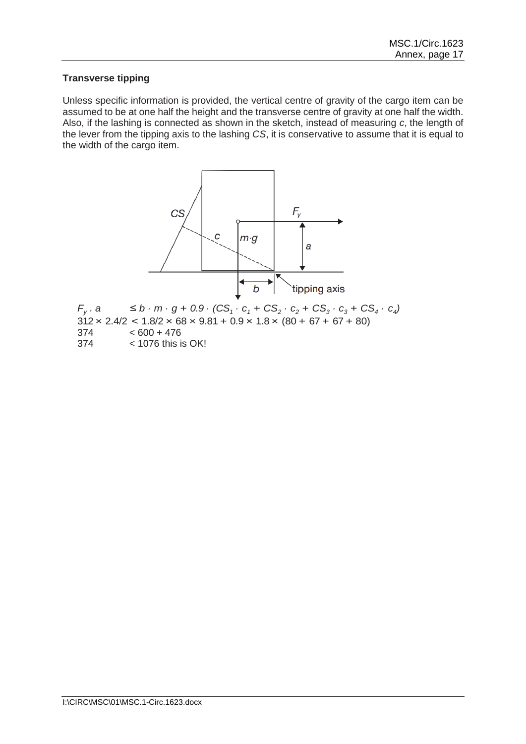### Transverse tipping

Unless specific information is provided, the vertical centre of gravity of the cargo item can be assumed to be at one half the height and the transverse centre of gravity at one half the width. Also, if the lashing is connected as shown in the sketch, instead of measuring *c*, the length of the lever from the tipping axis to the lashing *CS*, it is conservative to assume that it is equal to the width of the cargo item.

$F_y \cdot a \leq b \cdot m \cdot g + 0.9 \cdot (CS_1 \cdot c_1 + CS_2 \cdot c_2 + CS_3 \cdot c_3 + CS_4 \cdot c_4)$

$312 \times 2.4/2 < 1.8/2 \times 68 \times 9.81 + 0.9 \times 1.8 \times (80 + 67 + 67 + 80)$

$374 < 600 + 476$

$374 < 1076$ this is OK!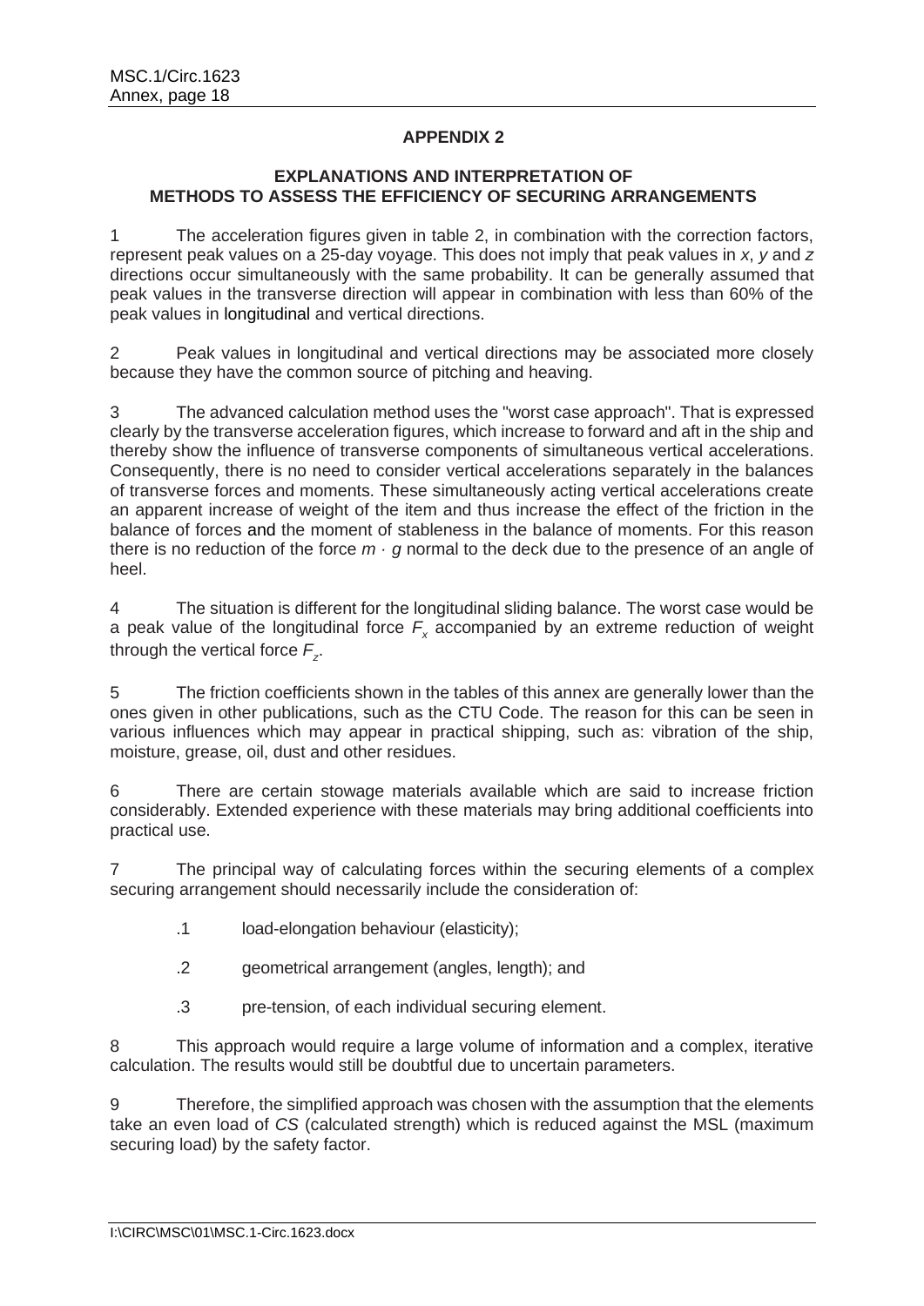## APPENDIX 2

### EXPLANATIONS AND INTERPRETATION OF METHODS TO ASSESS THE EFFICIENCY OF SECURING ARRANGEMENTS

1 The acceleration figures given in table 2, in combination with the correction factors, represent peak values on a 25-day voyage. This does not imply that peak values in *x*, *y* and *z* directions occur simultaneously with the same probability. It can be generally assumed that peak values in the transverse direction will appear in combination with less than 60% of the peak values in longitudinal and vertical directions.

2 Peak values in longitudinal and vertical directions may be associated more closely because they have the common source of pitching and heaving.

3 The advanced calculation method uses the "worst case approach". That is expressed clearly by the transverse acceleration figures, which increase to forward and aft in the ship and thereby show the influence of transverse components of simultaneous vertical accelerations. Consequently, there is no need to consider vertical accelerations separately in the balances of transverse forces and moments. These simultaneously acting vertical accelerations create an apparent increase of weight of the item and thus increase the effect of the friction in the balance of forces and the moment of stableness in the balance of moments. For this reason there is no reduction of the force $m \cdot g$ normal to the deck due to the presence of an angle of heel.

4 The situation is different for the longitudinal sliding balance. The worst case would be a peak value of the longitudinal force $F_x$ accompanied by an extreme reduction of weight through the vertical force $F_z$.

5 The friction coefficients shown in the tables of this annex are generally lower than the ones given in other publications, such as the CTU Code. The reason for this can be seen in various influences which may appear in practical shipping, such as: vibration of the ship, moisture, grease, oil, dust and other residues.

6 There are certain stowage materials available which are said to increase friction considerably. Extended experience with these materials may bring additional coefficients into practical use.

7 The principal way of calculating forces within the securing elements of a complex securing arrangement should necessarily include the consideration of:

- .1 load-elongation behaviour (elasticity);
- .2 geometrical arrangement (angles, length); and
- .3 pre-tension, of each individual securing element.

8 This approach would require a large volume of information and a complex, iterative calculation. The results would still be doubtful due to uncertain parameters.

9 Therefore, the simplified approach was chosen with the assumption that the elements take an even load of *CS* (calculated strength) which is reduced against the MSL (maximum securing load) by the safety factor.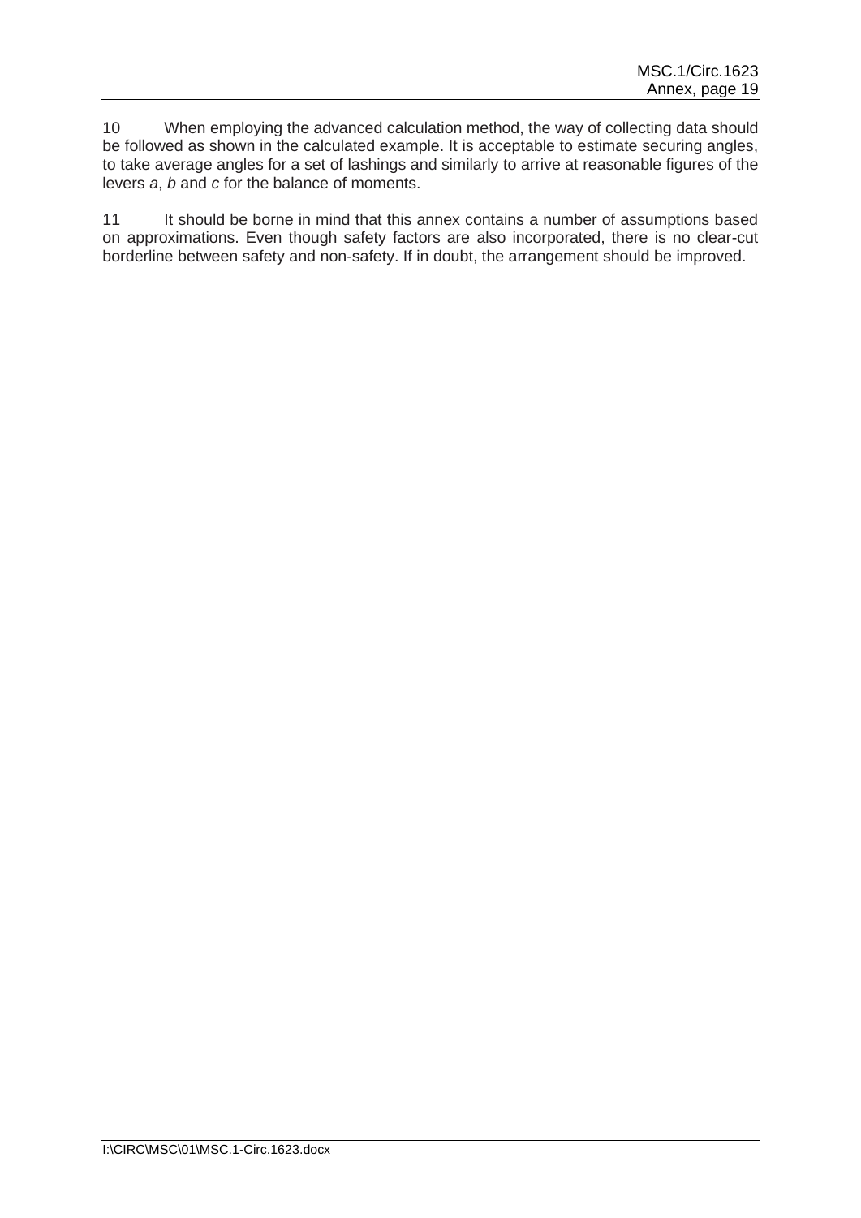10 When employing the advanced calculation method, the way of collecting data should be followed as shown in the calculated example. It is acceptable to estimate securing angles, to take average angles for a set of lashings and similarly to arrive at reasonable figures of the levers *a*, *b* and *c* for the balance of moments.

11 It should be borne in mind that this annex contains a number of assumptions based on approximations. Even though safety factors are also incorporated, there is no clear-cut borderline between safety and non-safety. If in doubt, the arrangement should be improved.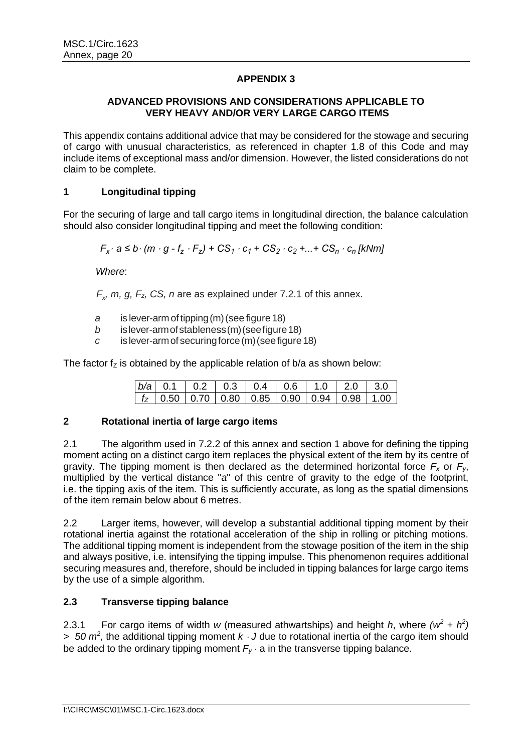## APPENDIX 3

### ADVANCED PROVISIONS AND CONSIDERATIONS APPLICABLE TO VERY HEAVY AND/OR VERY LARGE CARGO ITEMS

This appendix contains additional advice that may be considered for the stowage and securing of cargo with unusual characteristics, as referenced in chapter 1.8 of this Code and may include items of exceptional mass and/or dimension. However, the listed considerations do not claim to be complete.

### 1 Longitudinal tipping

For the securing of large and tall cargo items in longitudinal direction, the balance calculation should also consider longitudinal tipping and meet the following condition:

$$F_x \cdot a \leq b \cdot (m \cdot g - f_z \cdot F_z) + CS_1 \cdot c_1 + CS_2 \cdot c_2 + ... + CS_n \cdot c_n \text{ [kNm]}$$

*Where*:

$F_x$, $m$, $g$, $F_z$, $CS$, $n$ are as explained under 7.2.1 of this annex.

- *a* is lever-arm of tipping (m) (see figure 18)
- *b* is lever-arm of stableness (m) (see figure 18)
- *c* is lever-arm of securing force (m) (see figure 18)

The factor $f_z$ is obtained by the applicable relation of b/a as shown below:

| *b/a* | 0.1 | 0.2 | 0.3 | 0.4 | 0.6 | 1.0 | 2.0 | 3.0 |
|---|---|---|---|---|---|---|---|---|
| $f_z$ | 0.50 | 0.70 | 0.80 | 0.85 | 0.90 | 0.94 | 0.98 | 1.00 |

### 2 Rotational inertia of large cargo items

2.1 The algorithm used in 7.2.2 of this annex and section 1 above for defining the tipping moment acting on a distinct cargo item replaces the physical extent of the item by its centre of gravity. The tipping moment is then declared as the determined horizontal force $F_x$ or $F_y$, multiplied by the vertical distance "*a*" of this centre of gravity to the edge of the footprint, i.e. the tipping axis of the item. This is sufficiently accurate, as long as the spatial dimensions of the item remain below about 6 metres.

2.2 Larger items, however, will develop a substantial additional tipping moment by their rotational inertia against the rotational acceleration of the ship in rolling or pitching motions. The additional tipping moment is independent from the stowage position of the item in the ship and always positive, i.e. intensifying the tipping impulse. This phenomenon requires additional securing measures and, therefore, should be included in tipping balances for large cargo items by the use of a simple algorithm.

### 2.3 Transverse tipping balance

2.3.1 For cargo items of width *w* (measured athwartships) and height *h*, where $(w^2 + h^2) > 50 \text{ m}^2$, the additional tipping moment $k \cdot J$ due to rotational inertia of the cargo item should be added to the ordinary tipping moment $F_y \cdot a$ in the transverse tipping balance.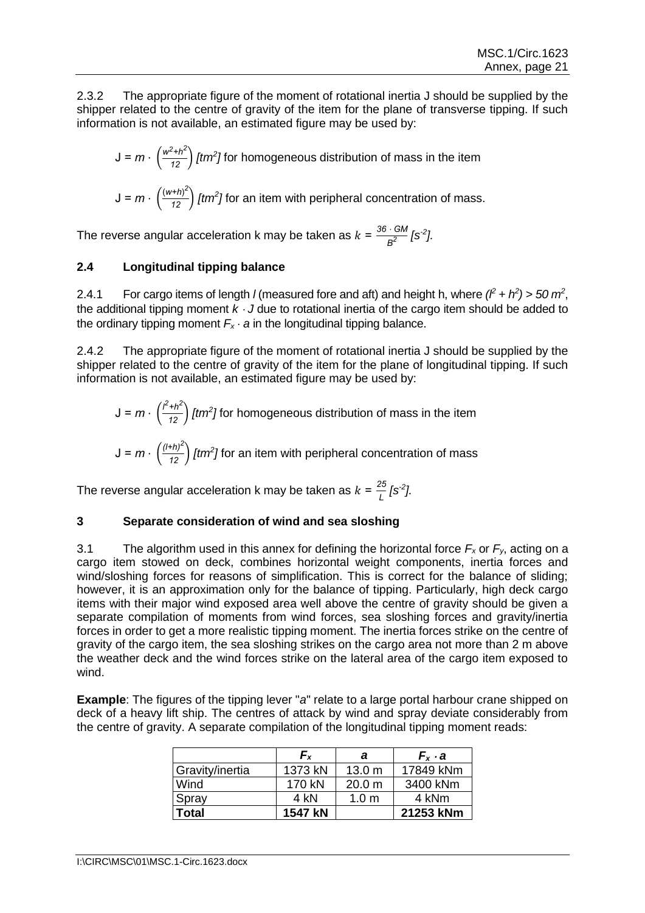2.3.2 The appropriate figure of the moment of rotational inertia J should be supplied by the shipper related to the centre of gravity of the item for the plane of transverse tipping. If such information is not available, an estimated figure may be used by:

$J = m \cdot \left(\frac{w^2+h^2}{12}\right)$ *[tm²]* for homogeneous distribution of mass in the item

$J = m \cdot \left(\frac{(w+h)^2}{12}\right)$ *[tm²]* for an item with peripheral concentration of mass.

The reverse angular acceleration k may be taken as $k = \frac{36 \cdot GM}{B^2}$ *[s⁻²]*.

## 2.4 Longitudinal tipping balance

2.4.1 For cargo items of length *l* (measured fore and aft) and height h, where $(l^2 + h^2) > 50\ m^2$, the additional tipping moment $k \cdot J$ due to rotational inertia of the cargo item should be added to the ordinary tipping moment $F_x \cdot a$ in the longitudinal tipping balance.

2.4.2 The appropriate figure of the moment of rotational inertia J should be supplied by the shipper related to the centre of gravity of the item for the plane of longitudinal tipping. If such information is not available, an estimated figure may be used by:

$J = m \cdot \left(\frac{l^2+h^2}{12}\right)$ *[tm²]* for homogeneous distribution of mass in the item

$J = m \cdot \left(\frac{(l+h)^2}{12}\right)$ *[tm²]* for an item with peripheral concentration of mass

The reverse angular acceleration k may be taken as $k = \frac{25}{L}$ *[s⁻²]*.

## 3 Separate consideration of wind and sea sloshing

3.1 The algorithm used in this annex for defining the horizontal force $F_x$ or $F_y$, acting on a cargo item stowed on deck, combines horizontal weight components, inertia forces and wind/sloshing forces for reasons of simplification. This is correct for the balance of sliding; however, it is an approximation only for the balance of tipping. Particularly, high deck cargo items with their major wind exposed area well above the centre of gravity should be given a separate compilation of moments from wind forces, sea sloshing forces and gravity/inertia forces in order to get a more realistic tipping moment. The inertia forces strike on the centre of gravity of the cargo item, the sea sloshing strikes on the cargo area not more than 2 m above the weather deck and the wind forces strike on the lateral area of the cargo item exposed to wind.

**Example**: The figures of the tipping lever "*a*" relate to a large portal harbour crane shipped on deck of a heavy lift ship. The centres of attack by wind and spray deviate considerably from the centre of gravity. A separate compilation of the longitudinal tipping moment reads:

| | $F_x$ | $a$ | $F_x \cdot a$ |
|---|---|---|---|
| Gravity/inertia | 1373 kN | 13.0 m | 17849 kNm |
| Wind | 170 kN | 20.0 m | 3400 kNm |
| Spray | 4 kN | 1.0 m | 4 kNm |
| **Total** | **1547 kN** | | **21253 kNm** |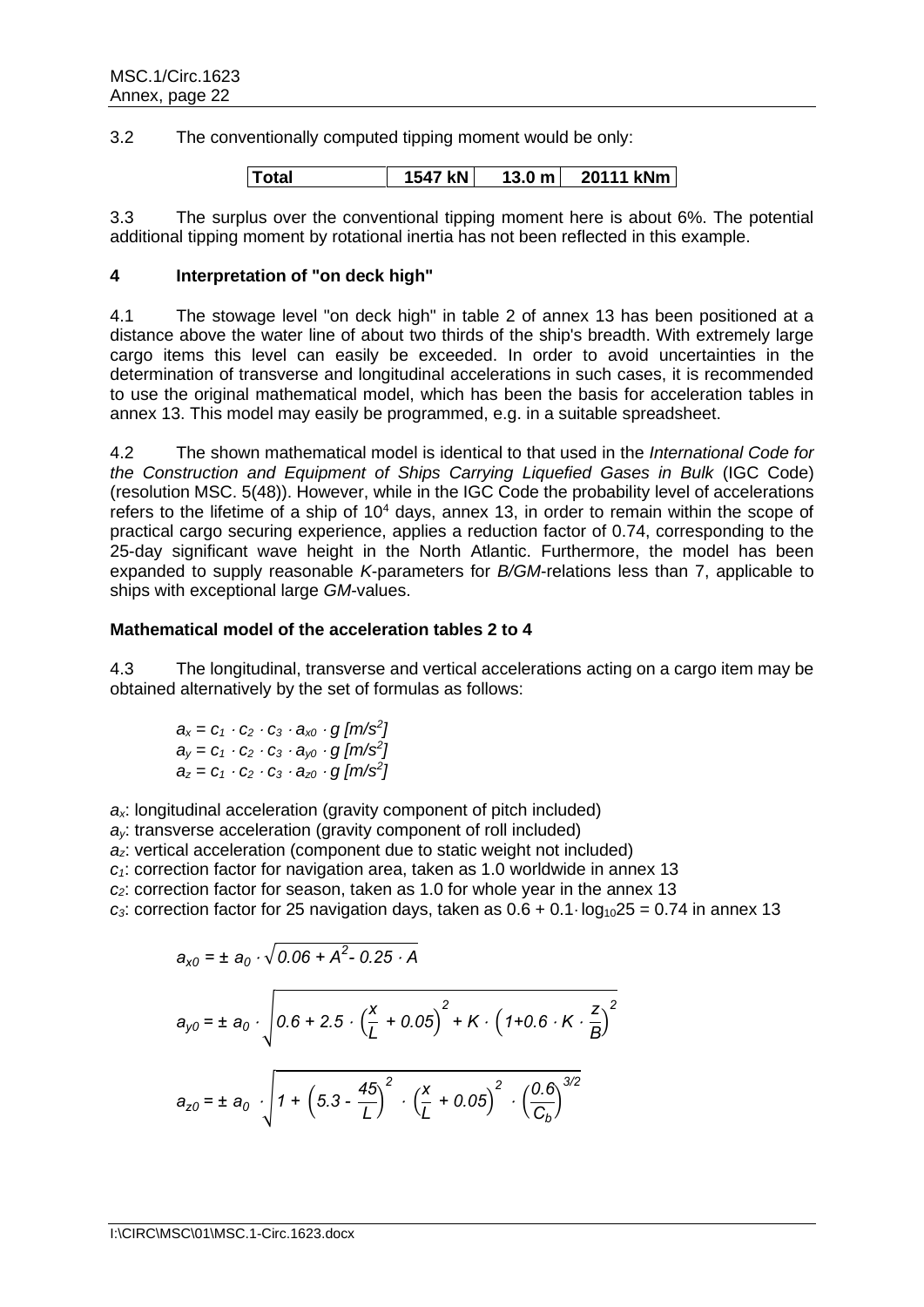3.2 The conventionally computed tipping moment would be only:

| Total | 1547 kN | 13.0 m | 20111 kNm |
|---|---|---|---|

3.3 The surplus over the conventional tipping moment here is about 6%. The potential additional tipping moment by rotational inertia has not been reflected in this example.

## 4 Interpretation of "on deck high"

4.1 The stowage level "on deck high" in table 2 of annex 13 has been positioned at a distance above the water line of about two thirds of the ship's breadth. With extremely large cargo items this level can easily be exceeded. In order to avoid uncertainties in the determination of transverse and longitudinal accelerations in such cases, it is recommended to use the original mathematical model, which has been the basis for acceleration tables in annex 13. This model may easily be programmed, e.g. in a suitable spreadsheet.

4.2 The shown mathematical model is identical to that used in the *International Code for the Construction and Equipment of Ships Carrying Liquefied Gases in Bulk* (IGC Code) (resolution MSC. 5(48)). However, while in the IGC Code the probability level of accelerations refers to the lifetime of a ship of $10^4$ days, annex 13, in order to remain within the scope of practical cargo securing experience, applies a reduction factor of 0.74, corresponding to the 25-day significant wave height in the North Atlantic. Furthermore, the model has been expanded to supply reasonable *K*-parameters for *B/GM*-relations less than 7, applicable to ships with exceptional large *GM*-values.

### Mathematical model of the acceleration tables 2 to 4

4.3 The longitudinal, transverse and vertical accelerations acting on a cargo item may be obtained alternatively by the set of formulas as follows:

$$a_x = c_1 \cdot c_2 \cdot c_3 \cdot a_{x0} \cdot g \ [m/s^2]$$
$$a_y = c_1 \cdot c_2 \cdot c_3 \cdot a_{y0} \cdot g \ [m/s^2]$$
$$a_z = c_1 \cdot c_2 \cdot c_3 \cdot a_{z0} \cdot g \ [m/s^2]$$

$a_x$: longitudinal acceleration (gravity component of pitch included)
$a_y$: transverse acceleration (gravity component of roll included)
$a_z$: vertical acceleration (component due to static weight not included)
$c_1$: correction factor for navigation area, taken as 1.0 worldwide in annex 13
$c_2$: correction factor for season, taken as 1.0 for whole year in the annex 13
$c_3$: correction factor for 25 navigation days, taken as $0.6 + 0.1 \cdot \log_{10}25 = 0.74$ in annex 13

$$a_{x0} = \pm\ a_0 \cdot \sqrt{0.06 + A^2 - 0.25 \cdot A}$$

$$a_{y0} = \pm\ a_0 \cdot \sqrt{0.6 + 2.5 \cdot \left(\frac{x}{L} + 0.05\right)^2 + K \cdot \left(1 + 0.6 \cdot K \cdot \frac{z}{B}\right)^2}$$

$$a_{z0} = \pm\ a_0 \cdot \sqrt{1 + \left(5.3 - \frac{45}{L}\right)^2 \cdot \left(\frac{x}{L} + 0.05\right)^2 \cdot \left(\frac{0.6}{C_b}\right)^{3/2}}$$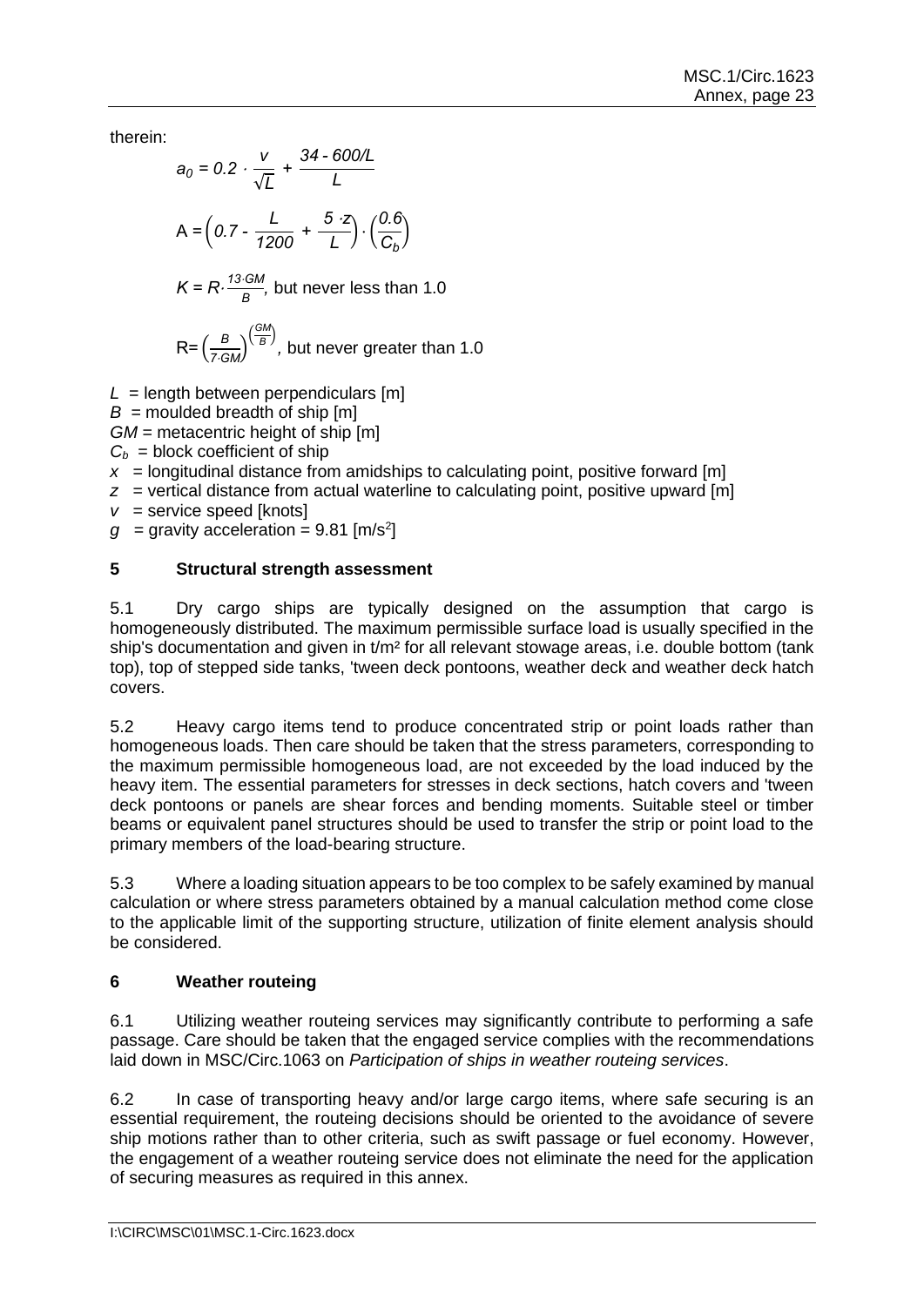therein:

$$a_0 = 0.2 \cdot \frac{v}{\sqrt{L}} + \frac{34 - 600/L}{L}$$

$$A = \left(0.7 - \frac{L}{1200} + \frac{5 \cdot z}{L}\right) \cdot \left(\frac{0.6}{C_b}\right)$$

$K = R \cdot \frac{13 \cdot GM}{B}$, but never less than 1.0

$R = \left(\frac{B}{7 \cdot GM}\right)^{\left(\frac{GM}{B}\right)}$, but never greater than 1.0

$L$ = length between perpendiculars [m]
$B$ = moulded breadth of ship [m]
$GM$ = metacentric height of ship [m]
$C_b$ = block coefficient of ship
$x$ = longitudinal distance from amidships to calculating point, positive forward [m]
$z$ = vertical distance from actual waterline to calculating point, positive upward [m]
$v$ = service speed [knots]
$g$ = gravity acceleration = 9.81 [m/s$^2$]

## 5 Structural strength assessment

5.1 Dry cargo ships are typically designed on the assumption that cargo is homogeneously distributed. The maximum permissible surface load is usually specified in the ship's documentation and given in t/m² for all relevant stowage areas, i.e. double bottom (tank top), top of stepped side tanks, 'tween deck pontoons, weather deck and weather deck hatch covers.

5.2 Heavy cargo items tend to produce concentrated strip or point loads rather than homogeneous loads. Then care should be taken that the stress parameters, corresponding to the maximum permissible homogeneous load, are not exceeded by the load induced by the heavy item. The essential parameters for stresses in deck sections, hatch covers and 'tween deck pontoons or panels are shear forces and bending moments. Suitable steel or timber beams or equivalent panel structures should be used to transfer the strip or point load to the primary members of the load-bearing structure.

5.3 Where a loading situation appears to be too complex to be safely examined by manual calculation or where stress parameters obtained by a manual calculation method come close to the applicable limit of the supporting structure, utilization of finite element analysis should be considered.

## 6 Weather routeing

6.1 Utilizing weather routeing services may significantly contribute to performing a safe passage. Care should be taken that the engaged service complies with the recommendations laid down in MSC/Circ.1063 on *Participation of ships in weather routeing services*.

6.2 In case of transporting heavy and/or large cargo items, where safe securing is an essential requirement, the routeing decisions should be oriented to the avoidance of severe ship motions rather than to other criteria, such as swift passage or fuel economy. However, the engagement of a weather routeing service does not eliminate the need for the application of securing measures as required in this annex.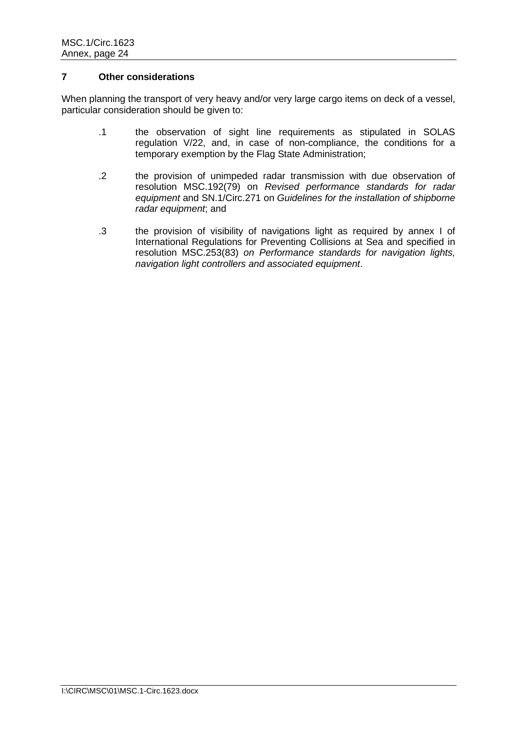## 7 Other considerations

When planning the transport of very heavy and/or very large cargo items on deck of a vessel, particular consideration should be given to:

.1 the observation of sight line requirements as stipulated in SOLAS regulation V/22, and, in case of non-compliance, the conditions for a temporary exemption by the Flag State Administration;

.2 the provision of unimpeded radar transmission with due observation of resolution MSC.192(79) on *Revised performance standards for radar equipment* and SN.1/Circ.271 on *Guidelines for the installation of shipborne radar equipment*; and

.3 the provision of visibility of navigations light as required by annex I of International Regulations for Preventing Collisions at Sea and specified in resolution MSC.253(83) *on Performance standards for navigation lights, navigation light controllers and associated equipment*.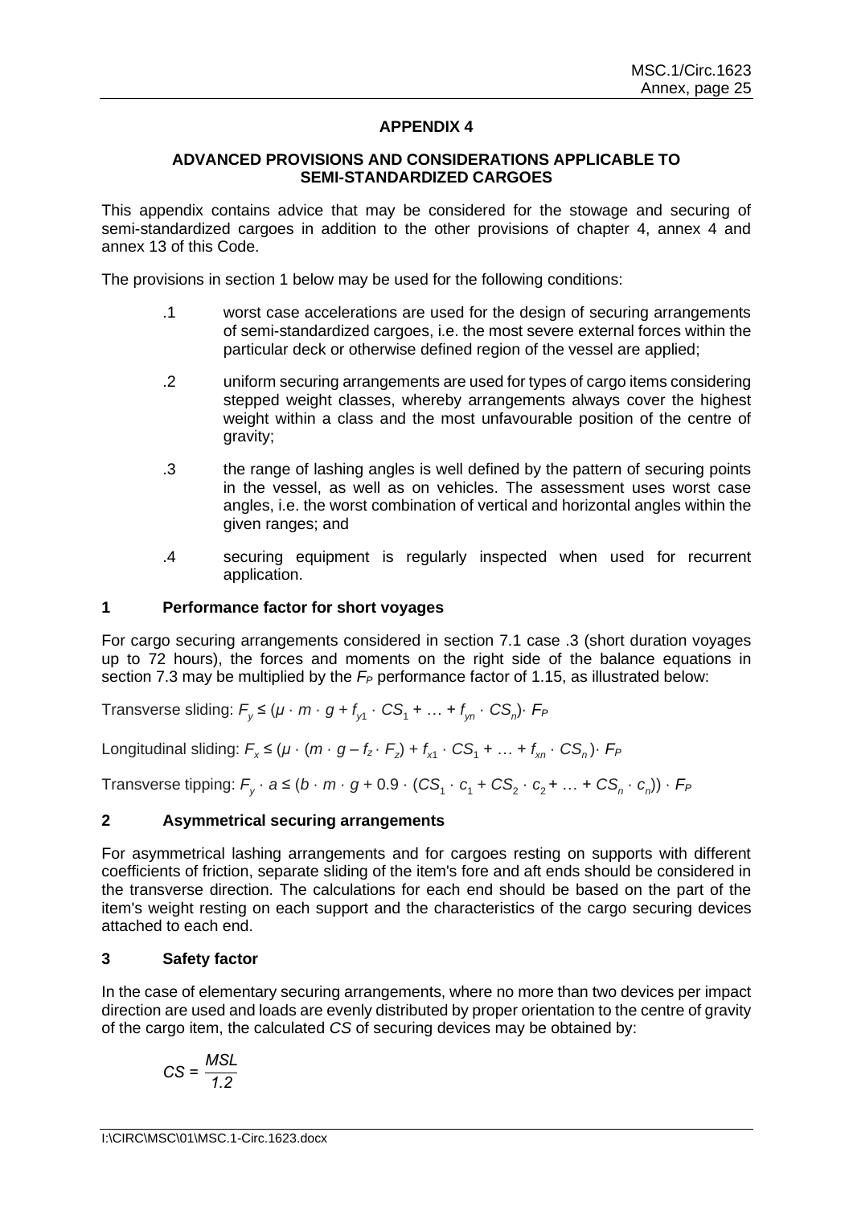## APPENDIX 4

### ADVANCED PROVISIONS AND CONSIDERATIONS APPLICABLE TO SEMI-STANDARDIZED CARGOES

This appendix contains advice that may be considered for the stowage and securing of semi-standardized cargoes in addition to the other provisions of chapter 4, annex 4 and annex 13 of this Code.

The provisions in section 1 below may be used for the following conditions:

- .1 worst case accelerations are used for the design of securing arrangements of semi-standardized cargoes, i.e. the most severe external forces within the particular deck or otherwise defined region of the vessel are applied;
- .2 uniform securing arrangements are used for types of cargo items considering stepped weight classes, whereby arrangements always cover the highest weight within a class and the most unfavourable position of the centre of gravity;
- .3 the range of lashing angles is well defined by the pattern of securing points in the vessel, as well as on vehicles. The assessment uses worst case angles, i.e. the worst combination of vertical and horizontal angles within the given ranges; and
- .4 securing equipment is regularly inspected when used for recurrent application.

### 1 Performance factor for short voyages

For cargo securing arrangements considered in section 7.1 case .3 (short duration voyages up to 72 hours), the forces and moments on the right side of the balance equations in section 7.3 may be multiplied by the $F_P$ performance factor of 1.15, as illustrated below:

Transverse sliding: $F_y \leq (\mu \cdot m \cdot g + f_{y1} \cdot CS_1 + \ldots + f_{yn} \cdot CS_n) \cdot F_P$

Longitudinal sliding: $F_x \leq (\mu \cdot (m \cdot g - f_z \cdot F_z) + f_{x1} \cdot CS_1 + \ldots + f_{xn} \cdot CS_n) \cdot F_P$

Transverse tipping: $F_y \cdot a \leq (b \cdot m \cdot g + 0.9 \cdot (CS_1 \cdot c_1 + CS_2 \cdot c_2 + \ldots + CS_n \cdot c_n)) \cdot F_P$

### 2 Asymmetrical securing arrangements

For asymmetrical lashing arrangements and for cargoes resting on supports with different coefficients of friction, separate sliding of the item's fore and aft ends should be considered in the transverse direction. The calculations for each end should be based on the part of the item's weight resting on each support and the characteristics of the cargo securing devices attached to each end.

### 3 Safety factor

In the case of elementary securing arrangements, where no more than two devices per impact direction are used and loads are evenly distributed by proper orientation to the centre of gravity of the cargo item, the calculated *CS* of securing devices may be obtained by:

$$CS = \frac{MSL}{1.2}$$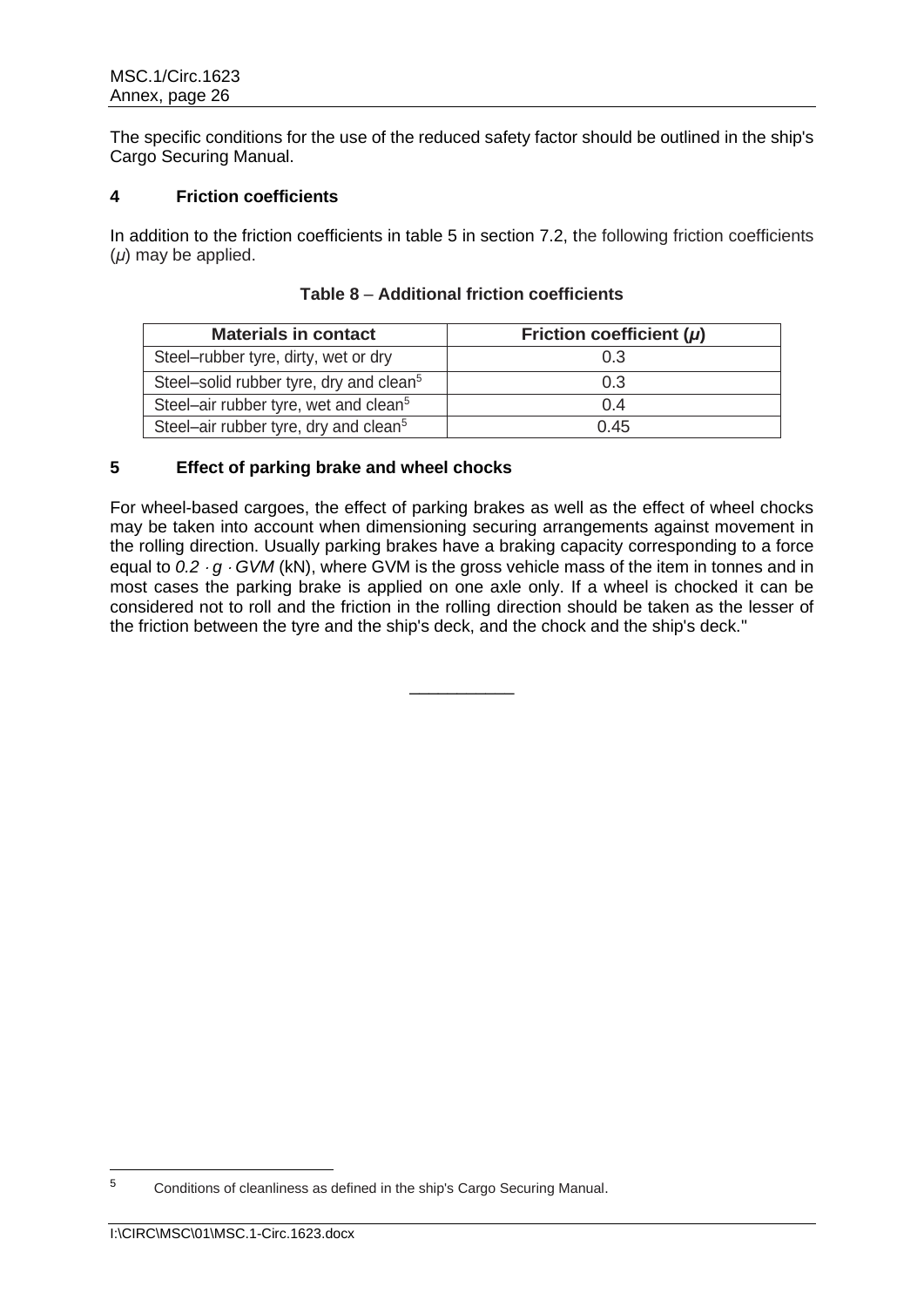The specific conditions for the use of the reduced safety factor should be outlined in the ship's Cargo Securing Manual.

## 4 Friction coefficients

In addition to the friction coefficients in table 5 in section 7.2, the following friction coefficients ($\mu$) may be applied.

**Table 8 – Additional friction coefficients**

| Materials in contact | Friction coefficient ($\mu$) |
| --- | --- |
| Steel–rubber tyre, dirty, wet or dry | 0.3 |
| Steel–solid rubber tyre, dry and clean[5] | 0.3 |
| Steel–air rubber tyre, wet and clean[5] | 0.4 |
| Steel–air rubber tyre, dry and clean[5] | 0.45 |

## 5 Effect of parking brake and wheel chocks

For wheel-based cargoes, the effect of parking brakes as well as the effect of wheel chocks may be taken into account when dimensioning securing arrangements against movement in the rolling direction. Usually parking brakes have a braking capacity corresponding to a force equal to $0.2 \cdot g \cdot GVM$ (kN), where GVM is the gross vehicle mass of the item in tonnes and in most cases the parking brake is applied on one axle only. If a wheel is chocked it can be considered not to roll and the friction in the rolling direction should be taken as the lesser of the friction between the tyre and the ship's deck, and the chock and the ship's deck."

\_\_\_\_\_\_\_\_\_\_\_

[5] Conditions of cleanliness as defined in the ship's Cargo Securing Manual.